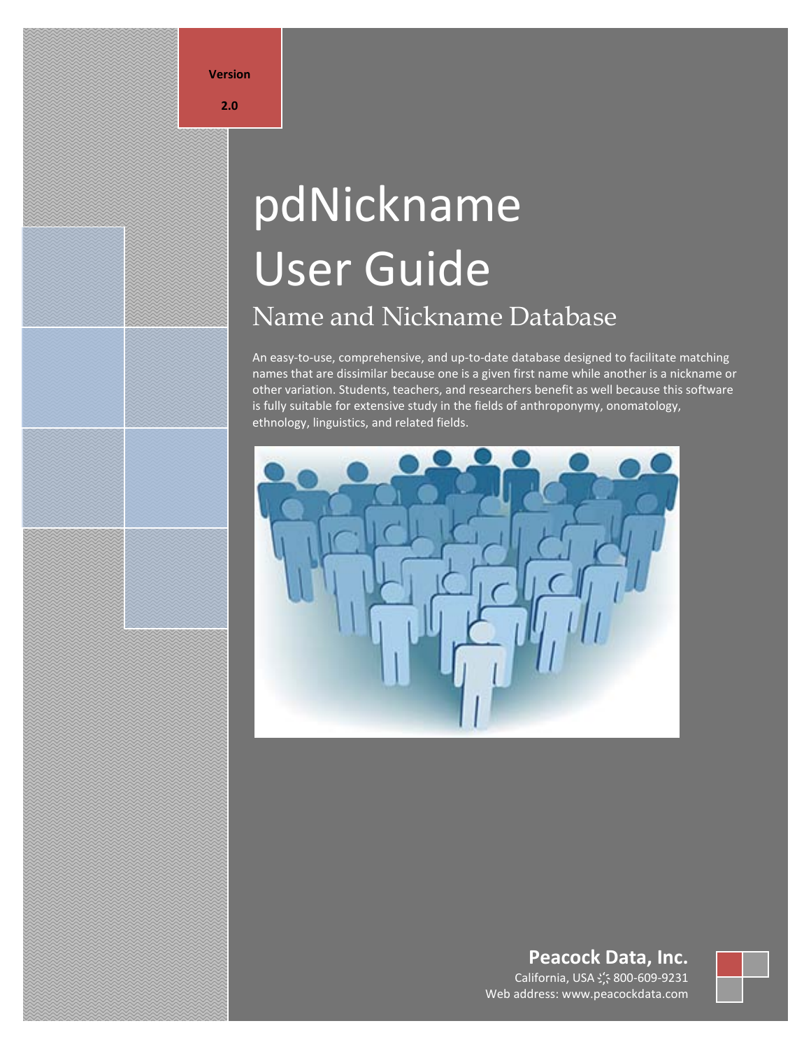**Version**

**2.0**

# pdNickname User Guide

## Name and Nickname Database

An easy-to-use, comprehensive, and up-to-date database designed to facilitate matching names that are dissimilar because one is a given first name while another is a nickname or other variation. Students, teachers, and researchers benefit as well because this software is fully suitable for extensive study in the fields of anthroponymy, onomatology, ethnology, linguistics, and related fields.

**Peacock Data, Inc.**

California, USA ⁘ 800-609-9231

Web address: www.peacockdata.com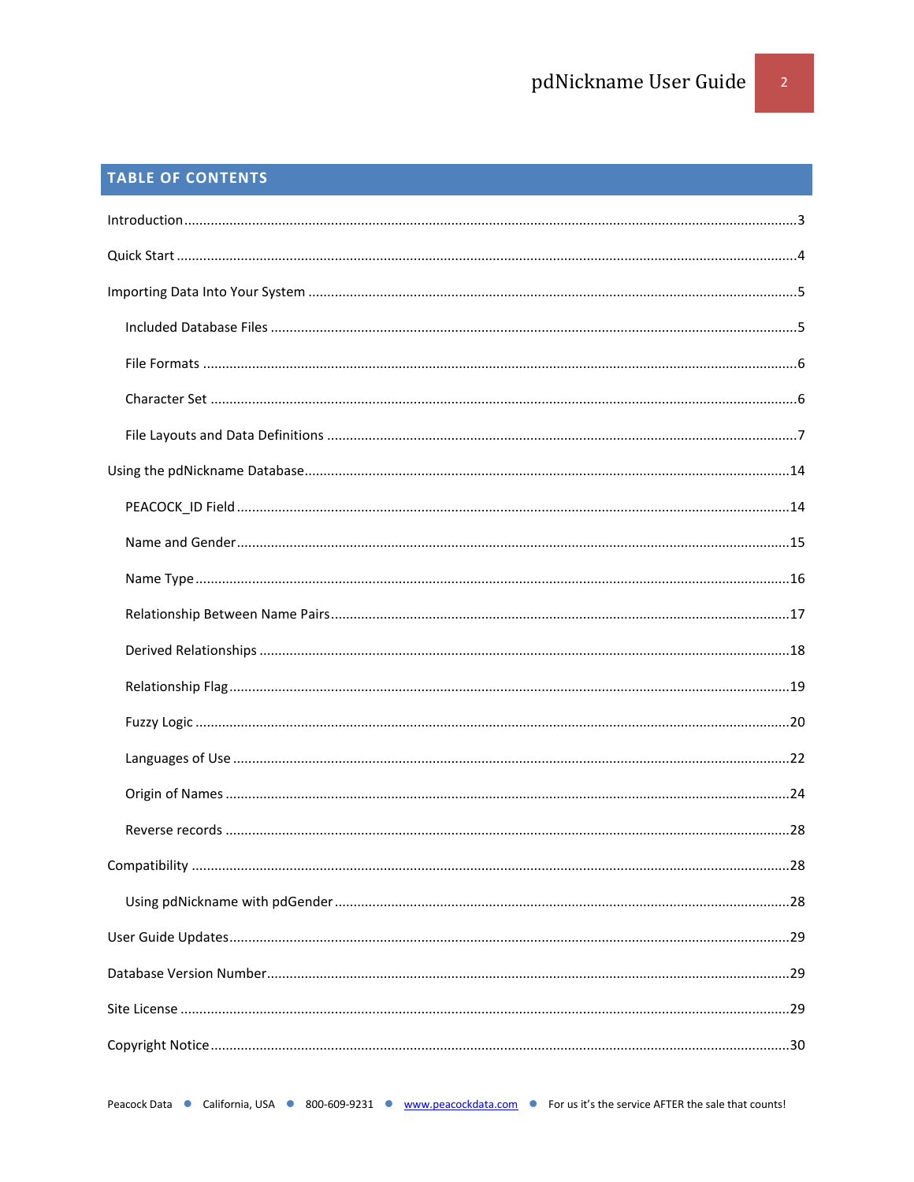## TABLE OF CONTENTS

- Introduction .... 3
- Quick Start .... 4
- Importing Data Into Your System .... 5
  - Included Database Files .... 5
  - File Formats .... 6
  - Character Set .... 6
  - File Layouts and Data Definitions .... 7
- Using the pdNickname Database .... 14
  - PEACOCK_ID Field .... 14
  - Name and Gender .... 15
  - Name Type .... 16
  - Relationship Between Name Pairs .... 17
  - Derived Relationships .... 18
  - Relationship Flag .... 19
  - Fuzzy Logic .... 20
  - Languages of Use .... 22
  - Origin of Names .... 24
  - Reverse records .... 28
- Compatibility .... 28
  - Using pdNickname with pdGender .... 28
- User Guide Updates .... 29
- Database Version Number .... 29
- Site License .... 29
- Copyright Notice .... 30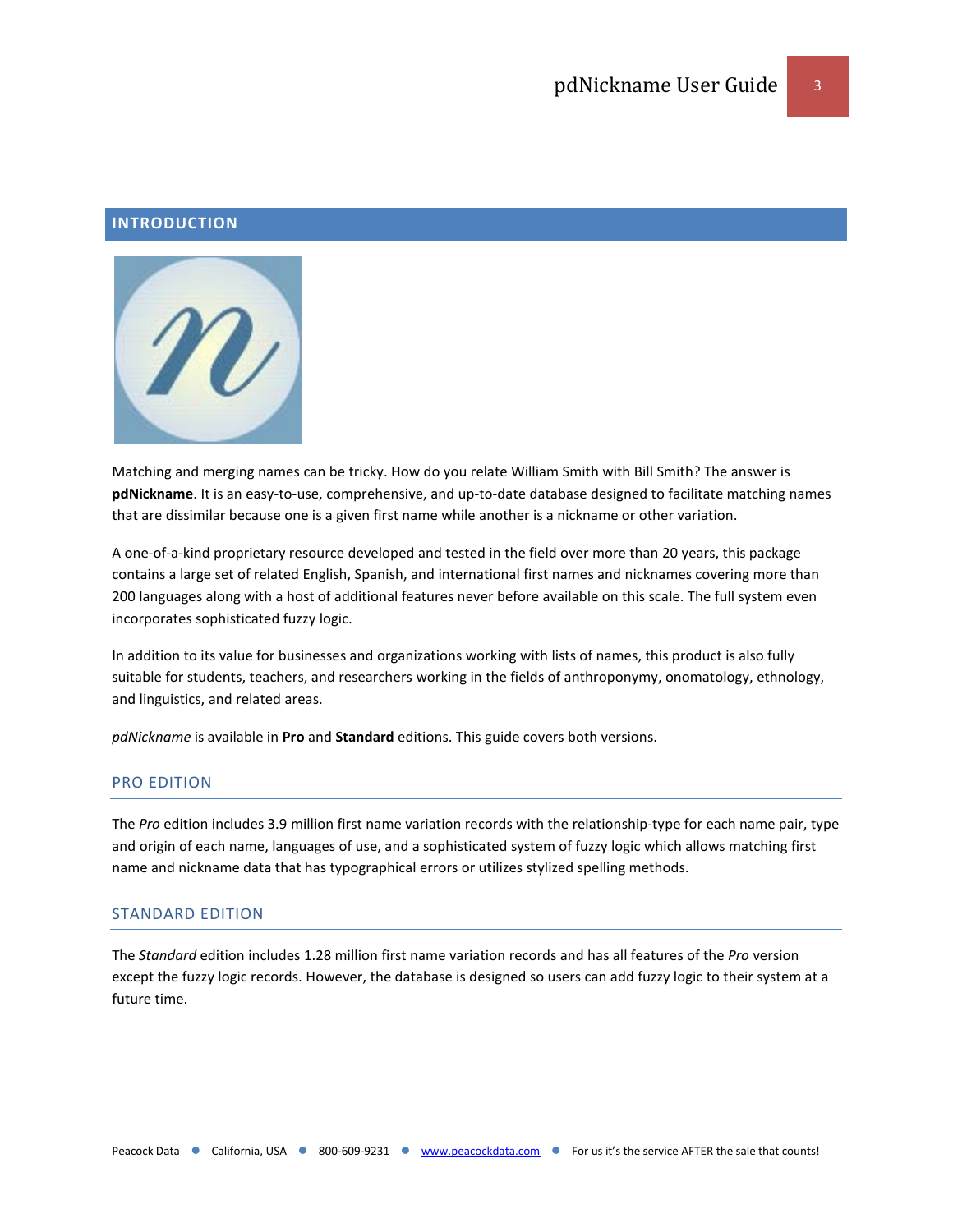## INTRODUCTION

Matching and merging names can be tricky. How do you relate William Smith with Bill Smith? The answer is **pdNickname**. It is an easy-to-use, comprehensive, and up-to-date database designed to facilitate matching names that are dissimilar because one is a given first name while another is a nickname or other variation.

A one-of-a-kind proprietary resource developed and tested in the field over more than 20 years, this package contains a large set of related English, Spanish, and international first names and nicknames covering more than 200 languages along with a host of additional features never before available on this scale. The full system even incorporates sophisticated fuzzy logic.

In addition to its value for businesses and organizations working with lists of names, this product is also fully suitable for students, teachers, and researchers working in the fields of anthroponymy, onomatology, ethnology, and linguistics, and related areas.

*pdNickname* is available in **Pro** and **Standard** editions. This guide covers both versions.

### PRO EDITION

The *Pro* edition includes 3.9 million first name variation records with the relationship-type for each name pair, type and origin of each name, languages of use, and a sophisticated system of fuzzy logic which allows matching first name and nickname data that has typographical errors or utilizes stylized spelling methods.

### STANDARD EDITION

The *Standard* edition includes 1.28 million first name variation records and has all features of the *Pro* version except the fuzzy logic records. However, the database is designed so users can add fuzzy logic to their system at a future time.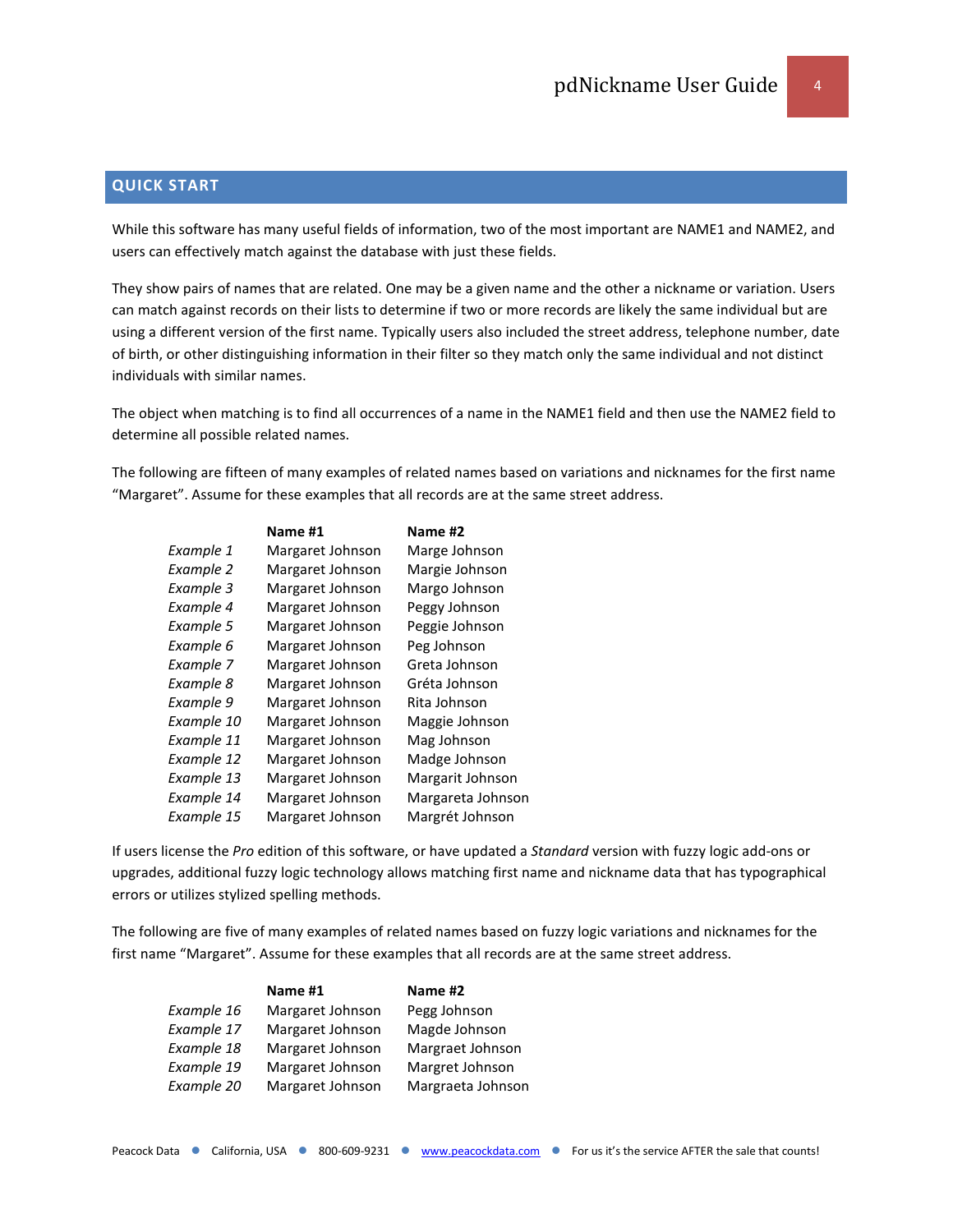## QUICK START

While this software has many useful fields of information, two of the most important are NAME1 and NAME2, and users can effectively match against the database with just these fields.

They show pairs of names that are related. One may be a given name and the other a nickname or variation. Users can match against records on their lists to determine if two or more records are likely the same individual but are using a different version of the first name. Typically users also included the street address, telephone number, date of birth, or other distinguishing information in their filter so they match only the same individual and not distinct individuals with similar names.

The object when matching is to find all occurrences of a name in the NAME1 field and then use the NAME2 field to determine all possible related names.

The following are fifteen of many examples of related names based on variations and nicknames for the first name "Margaret". Assume for these examples that all records are at the same street address.

| | **Name #1** | **Name #2** |
|---|---|---|
| *Example 1* | Margaret Johnson | Marge Johnson |
| *Example 2* | Margaret Johnson | Margie Johnson |
| *Example 3* | Margaret Johnson | Margo Johnson |
| *Example 4* | Margaret Johnson | Peggy Johnson |
| *Example 5* | Margaret Johnson | Peggie Johnson |
| *Example 6* | Margaret Johnson | Peg Johnson |
| *Example 7* | Margaret Johnson | Greta Johnson |
| *Example 8* | Margaret Johnson | Gréta Johnson |
| *Example 9* | Margaret Johnson | Rita Johnson |
| *Example 10* | Margaret Johnson | Maggie Johnson |
| *Example 11* | Margaret Johnson | Mag Johnson |
| *Example 12* | Margaret Johnson | Madge Johnson |
| *Example 13* | Margaret Johnson | Margarit Johnson |
| *Example 14* | Margaret Johnson | Margareta Johnson |
| *Example 15* | Margaret Johnson | Margrét Johnson |

If users license the *Pro* edition of this software, or have updated a *Standard* version with fuzzy logic add-ons or upgrades, additional fuzzy logic technology allows matching first name and nickname data that has typographical errors or utilizes stylized spelling methods.

The following are five of many examples of related names based on fuzzy logic variations and nicknames for the first name "Margaret". Assume for these examples that all records are at the same street address.

| | **Name #1** | **Name #2** |
|---|---|---|
| *Example 16* | Margaret Johnson | Pegg Johnson |
| *Example 17* | Margaret Johnson | Magde Johnson |
| *Example 18* | Margaret Johnson | Margraet Johnson |
| *Example 19* | Margaret Johnson | Margret Johnson |
| *Example 20* | Margaret Johnson | Margraeta Johnson |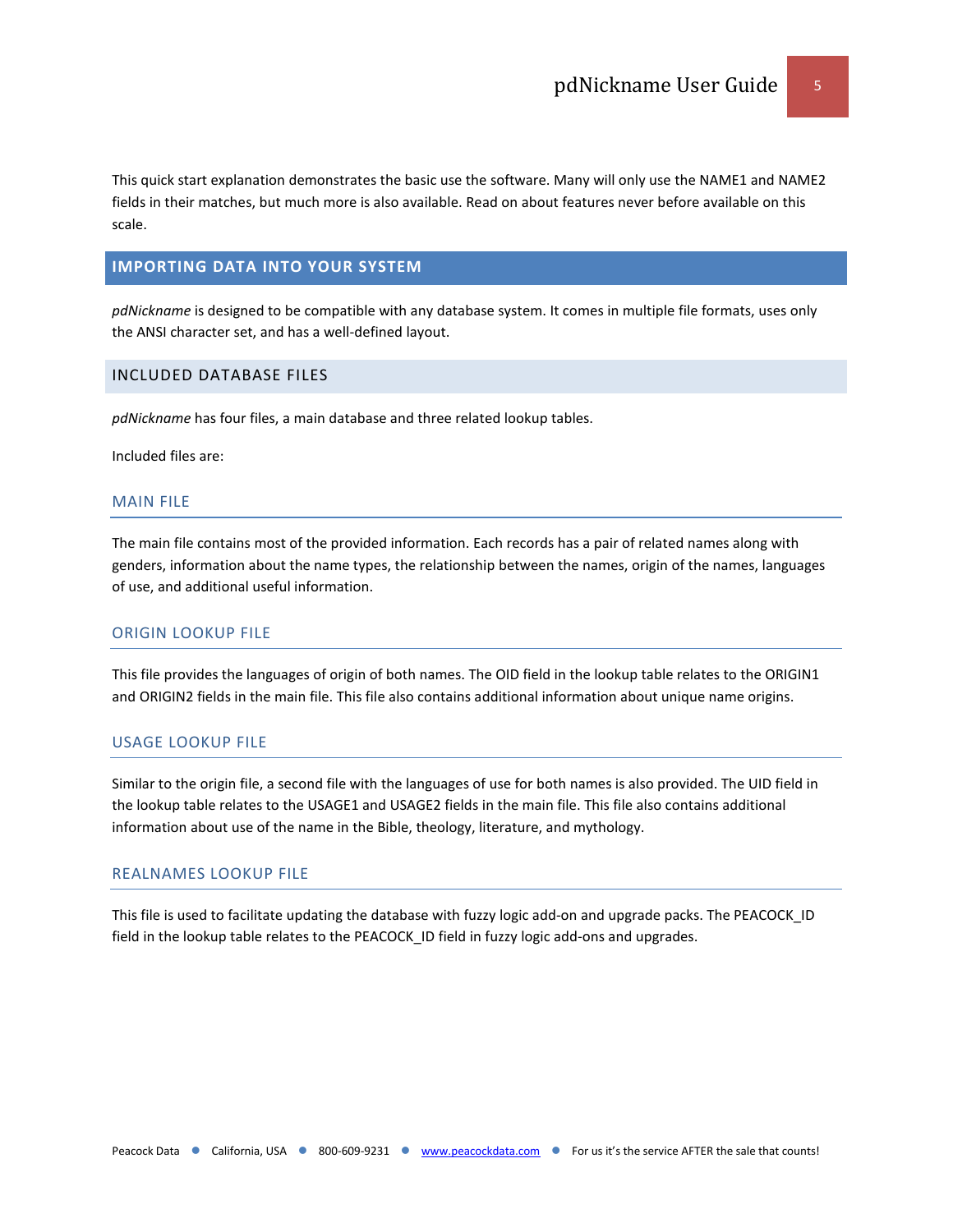This quick start explanation demonstrates the basic use the software. Many will only use the NAME1 and NAME2 fields in their matches, but much more is also available. Read on about features never before available on this scale.

# IMPORTING DATA INTO YOUR SYSTEM

*pdNickname* is designed to be compatible with any database system. It comes in multiple file formats, uses only the ANSI character set, and has a well-defined layout.

## INCLUDED DATABASE FILES

*pdNickname* has four files, a main database and three related lookup tables.

Included files are:

### MAIN FILE

The main file contains most of the provided information. Each records has a pair of related names along with genders, information about the name types, the relationship between the names, origin of the names, languages of use, and additional useful information.

### ORIGIN LOOKUP FILE

This file provides the languages of origin of both names. The OID field in the lookup table relates to the ORIGIN1 and ORIGIN2 fields in the main file. This file also contains additional information about unique name origins.

### USAGE LOOKUP FILE

Similar to the origin file, a second file with the languages of use for both names is also provided. The UID field in the lookup table relates to the USAGE1 and USAGE2 fields in the main file. This file also contains additional information about use of the name in the Bible, theology, literature, and mythology.

### REALNAMES LOOKUP FILE

This file is used to facilitate updating the database with fuzzy logic add-on and upgrade packs. The PEACOCK_ID field in the lookup table relates to the PEACOCK_ID field in fuzzy logic add-ons and upgrades.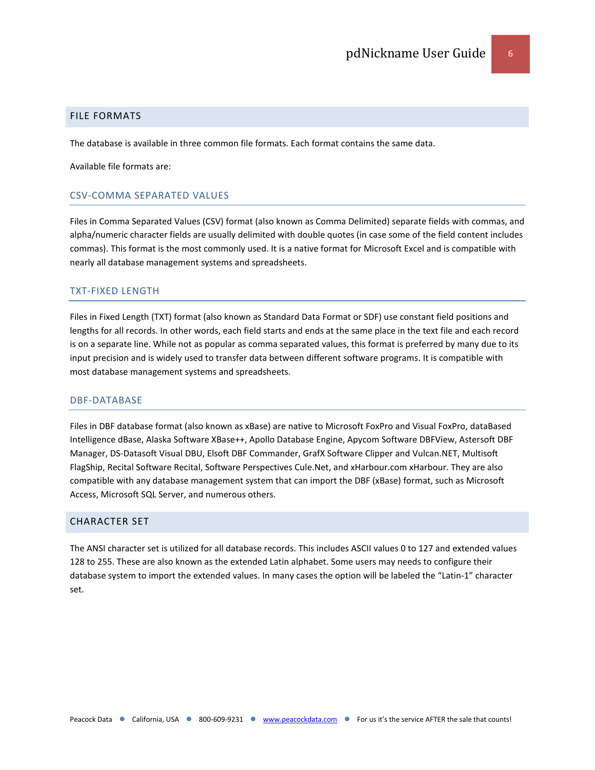## FILE FORMATS

The database is available in three common file formats. Each format contains the same data.

Available file formats are:

### CSV-COMMA SEPARATED VALUES

Files in Comma Separated Values (CSV) format (also known as Comma Delimited) separate fields with commas, and alpha/numeric character fields are usually delimited with double quotes (in case some of the field content includes commas). This format is the most commonly used. It is a native format for Microsoft Excel and is compatible with nearly all database management systems and spreadsheets.

### TXT-FIXED LENGTH

Files in Fixed Length (TXT) format (also known as Standard Data Format or SDF) use constant field positions and lengths for all records. In other words, each field starts and ends at the same place in the text file and each record is on a separate line. While not as popular as comma separated values, this format is preferred by many due to its input precision and is widely used to transfer data between different software programs. It is compatible with most database management systems and spreadsheets.

### DBF-DATABASE

Files in DBF database format (also known as xBase) are native to Microsoft FoxPro and Visual FoxPro, dataBased Intelligence dBase, Alaska Software XBase++, Apollo Database Engine, Apycom Software DBFView, Astersoft DBF Manager, DS-Datasoft Visual DBU, Elsoft DBF Commander, GrafX Software Clipper and Vulcan.NET, Multisoft FlagShip, Recital Software Recital, Software Perspectives Cule.Net, and xHarbour.com xHarbour. They are also compatible with any database management system that can import the DBF (xBase) format, such as Microsoft Access, Microsoft SQL Server, and numerous others.

## CHARACTER SET

The ANSI character set is utilized for all database records. This includes ASCII values 0 to 127 and extended values 128 to 255. These are also known as the extended Latin alphabet. Some users may needs to configure their database system to import the extended values. In many cases the option will be labeled the “Latin-1” character set.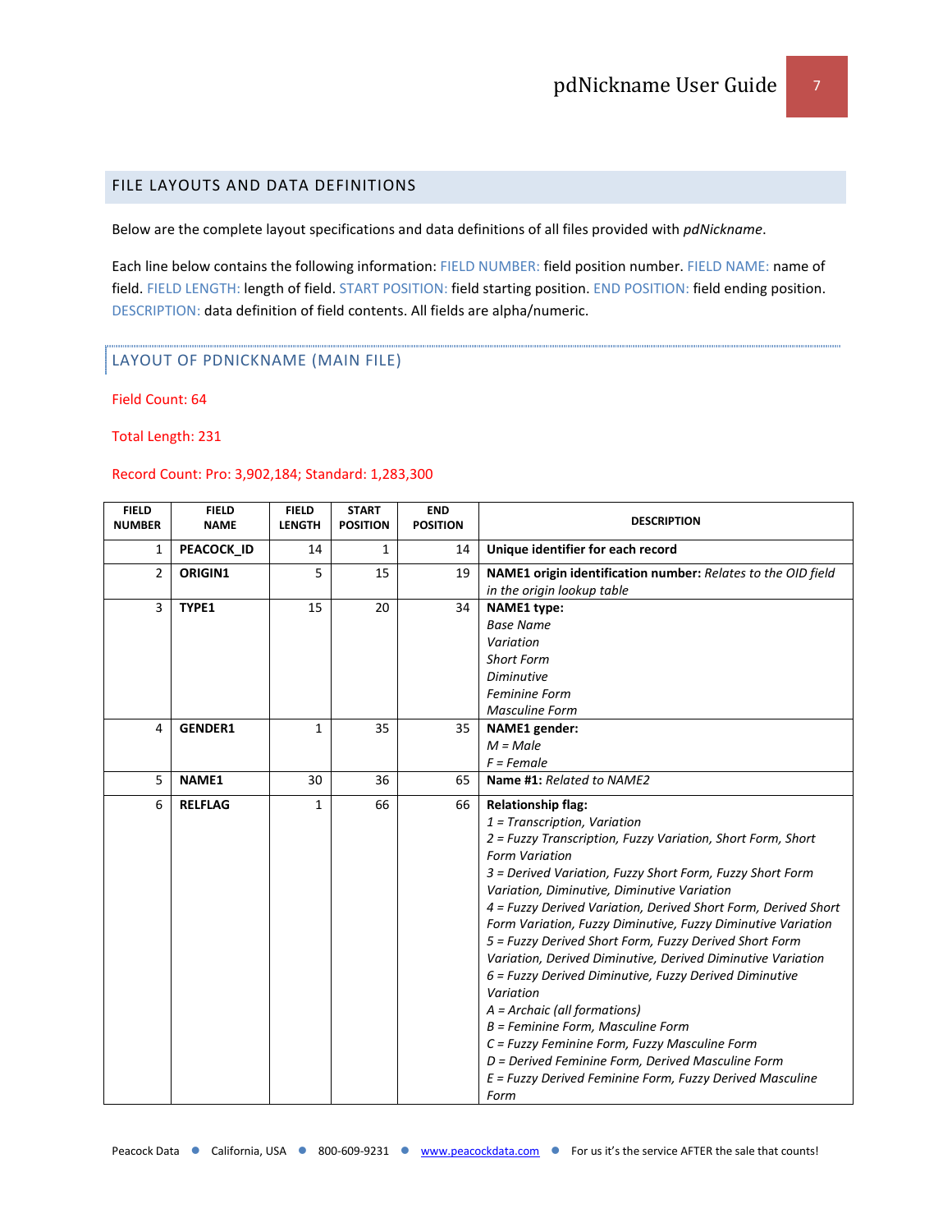## FILE LAYOUTS AND DATA DEFINITIONS

Below are the complete layout specifications and data definitions of all files provided with *pdNickname*.

Each line below contains the following information: FIELD NUMBER: field position number. FIELD NAME: name of field. FIELD LENGTH: length of field. START POSITION: field starting position. END POSITION: field ending position. DESCRIPTION: data definition of field contents. All fields are alpha/numeric.

### LAYOUT OF PDNICKNAME (MAIN FILE)

Field Count: 64

Total Length: 231

Record Count: Pro: 3,902,184; Standard: 1,283,300

| FIELD NUMBER | FIELD NAME | FIELD LENGTH | START POSITION | END POSITION | DESCRIPTION |
|---|---|---|---|---|---|
| 1 | **PEACOCK_ID** | 14 | 1 | 14 | **Unique identifier for each record** |
| 2 | **ORIGIN1** | 5 | 15 | 19 | **NAME1 origin identification number:** *Relates to the OID field in the origin lookup table* |
| 3 | **TYPE1** | 15 | 20 | 34 | **NAME1 type:**<br>*Base Name*<br>*Variation*<br>*Short Form*<br>*Diminutive*<br>*Feminine Form*<br>*Masculine Form* |
| 4 | **GENDER1** | 1 | 35 | 35 | **NAME1 gender:**<br>*M = Male*<br>*F = Female* |
| 5 | **NAME1** | 30 | 36 | 65 | **Name #1:** *Related to NAME2* |
| 6 | **RELFLAG** | 1 | 66 | 66 | **Relationship flag:**<br>*1 = Transcription, Variation*<br>*2 = Fuzzy Transcription, Fuzzy Variation, Short Form, Short Form Variation*<br>*3 = Derived Variation, Fuzzy Short Form, Fuzzy Short Form Variation, Diminutive, Diminutive Variation*<br>*4 = Fuzzy Derived Variation, Derived Short Form, Derived Short Form Variation, Fuzzy Diminutive, Fuzzy Diminutive Variation*<br>*5 = Fuzzy Derived Short Form, Fuzzy Derived Short Form Variation, Derived Diminutive, Derived Diminutive Variation*<br>*6 = Fuzzy Derived Diminutive, Fuzzy Derived Diminutive Variation*<br>*A = Archaic (all formations)*<br>*B = Feminine Form, Masculine Form*<br>*C = Fuzzy Feminine Form, Fuzzy Masculine Form*<br>*D = Derived Feminine Form, Derived Masculine Form*<br>*E = Fuzzy Derived Feminine Form, Fuzzy Derived Masculine Form* |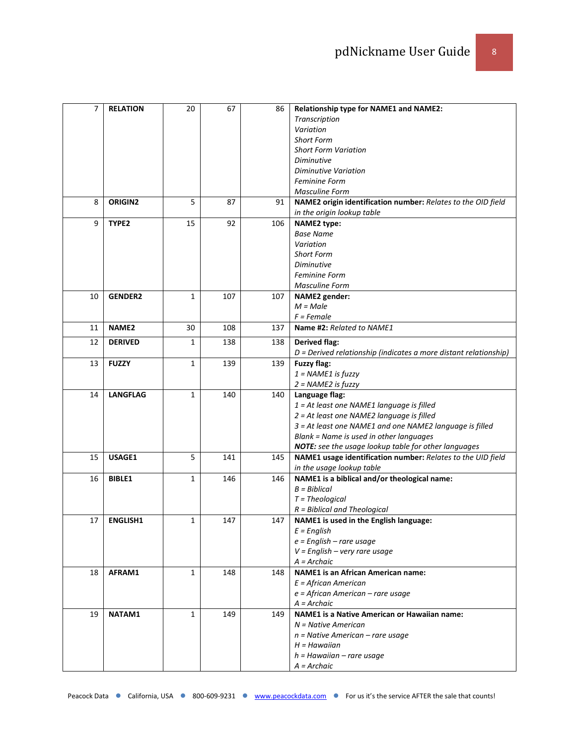| 7 | **RELATION** | 20 | 67 | 86 | **Relationship type for NAME1 and NAME2:**<br>*Transcription*<br>*Variation*<br>*Short Form*<br>*Short Form Variation*<br>*Diminutive*<br>*Diminutive Variation*<br>*Feminine Form*<br>*Masculine Form* |
|---|---|---|---|---|---|
| 8 | **ORIGIN2** | 5 | 87 | 91 | **NAME2 origin identification number:** *Relates to the OID field in the origin lookup table* |
| 9 | **TYPE2** | 15 | 92 | 106 | **NAME2 type:**<br>*Base Name*<br>*Variation*<br>*Short Form*<br>*Diminutive*<br>*Feminine Form*<br>*Masculine Form* |
| 10 | **GENDER2** | 1 | 107 | 107 | **NAME2 gender:**<br>*M = Male*<br>*F = Female* |
| 11 | **NAME2** | 30 | 108 | 137 | **Name #2:** *Related to NAME1* |
| 12 | **DERIVED** | 1 | 138 | 138 | **Derived flag:**<br>*D = Derived relationship (indicates a more distant relationship)* |
| 13 | **FUZZY** | 1 | 139 | 139 | **Fuzzy flag:**<br>*1 = NAME1 is fuzzy*<br>*2 = NAME2 is fuzzy* |
| 14 | **LANGFLAG** | 1 | 140 | 140 | **Language flag:**<br>*1 = At least one NAME1 language is filled*<br>*2 = At least one NAME2 language is filled*<br>*3 = At least one NAME1 and one NAME2 language is filled*<br>*Blank = Name is used in other languages*<br>***NOTE:** see the usage lookup table for other languages* |
| 15 | **USAGE1** | 5 | 141 | 145 | **NAME1 usage identification number:** *Relates to the UID field in the usage lookup table* |
| 16 | **BIBLE1** | 1 | 146 | 146 | **NAME1 is a biblical and/or theological name:**<br>*B = Biblical*<br>*T = Theological*<br>*R = Biblical and Theological* |
| 17 | **ENGLISH1** | 1 | 147 | 147 | **NAME1 is used in the English language:**<br>*E = English*<br>*e = English – rare usage*<br>*V = English – very rare usage*<br>*A = Archaic* |
| 18 | **AFRAM1** | 1 | 148 | 148 | **NAME1 is an African American name:**<br>*E = African American*<br>*e = African American – rare usage*<br>*A = Archaic* |
| 19 | **NATAM1** | 1 | 149 | 149 | **NAME1 is a Native American or Hawaiian name:**<br>*N = Native American*<br>*n = Native American – rare usage*<br>*H = Hawaiian*<br>*h = Hawaiian – rare usage*<br>*A = Archaic* |

Peacock Data ● California, USA ● 800-609-9231 ● www.peacockdata.com ● For us it's the service AFTER the sale that counts!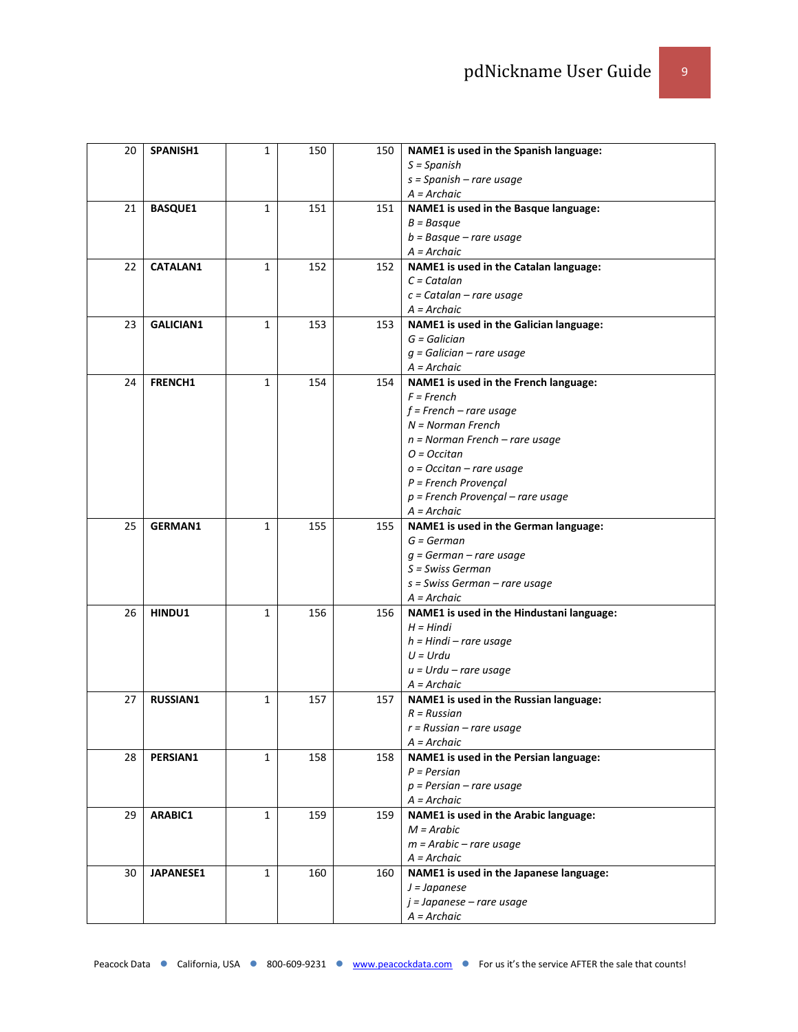| | | | | | |
|---|---|---|---|---|---|
| 20 | **SPANISH1** | 1 | 150 | 150 | **NAME1 is used in the Spanish language:**<br>*S = Spanish*<br>*s = Spanish – rare usage*<br>*A = Archaic* |
| 21 | **BASQUE1** | 1 | 151 | 151 | **NAME1 is used in the Basque language:**<br>*B = Basque*<br>*b = Basque – rare usage*<br>*A = Archaic* |
| 22 | **CATALAN1** | 1 | 152 | 152 | **NAME1 is used in the Catalan language:**<br>*C = Catalan*<br>*c = Catalan – rare usage*<br>*A = Archaic* |
| 23 | **GALICIAN1** | 1 | 153 | 153 | **NAME1 is used in the Galician language:**<br>*G = Galician*<br>*g = Galician – rare usage*<br>*A = Archaic* |
| 24 | **FRENCH1** | 1 | 154 | 154 | **NAME1 is used in the French language:**<br>*F = French*<br>*f = French – rare usage*<br>*N = Norman French*<br>*n = Norman French – rare usage*<br>*O = Occitan*<br>*o = Occitan – rare usage*<br>*P = French Provençal*<br>*p = French Provençal – rare usage*<br>*A = Archaic* |
| 25 | **GERMAN1** | 1 | 155 | 155 | **NAME1 is used in the German language:**<br>*G = German*<br>*g = German – rare usage*<br>*S = Swiss German*<br>*s = Swiss German – rare usage*<br>*A = Archaic* |
| 26 | **HINDU1** | 1 | 156 | 156 | **NAME1 is used in the Hindustani language:**<br>*H = Hindi*<br>*h = Hindi – rare usage*<br>*U = Urdu*<br>*u = Urdu – rare usage*<br>*A = Archaic* |
| 27 | **RUSSIAN1** | 1 | 157 | 157 | **NAME1 is used in the Russian language:**<br>*R = Russian*<br>*r = Russian – rare usage*<br>*A = Archaic* |
| 28 | **PERSIAN1** | 1 | 158 | 158 | **NAME1 is used in the Persian language:**<br>*P = Persian*<br>*p = Persian – rare usage*<br>*A = Archaic* |
| 29 | **ARABIC1** | 1 | 159 | 159 | **NAME1 is used in the Arabic language:**<br>*M = Arabic*<br>*m = Arabic – rare usage*<br>*A = Archaic* |
| 30 | **JAPANESE1** | 1 | 160 | 160 | **NAME1 is used in the Japanese language:**<br>*J = Japanese*<br>*j = Japanese – rare usage*<br>*A = Archaic* |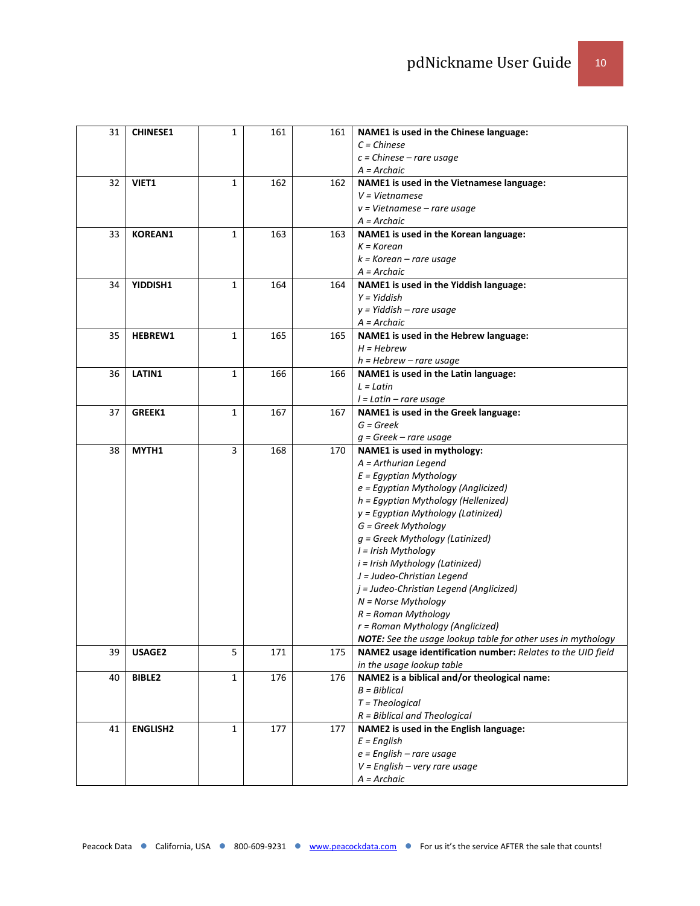| 31 | **CHINESE1** | 1 | 161 | 161 | **NAME1 is used in the Chinese language:**<br>*C = Chinese*<br>*c = Chinese – rare usage*<br>*A = Archaic* |
|---|---|---|---|---|---|
| 32 | **VIET1** | 1 | 162 | 162 | **NAME1 is used in the Vietnamese language:**<br>*V = Vietnamese*<br>*v = Vietnamese – rare usage*<br>*A = Archaic* |
| 33 | **KOREAN1** | 1 | 163 | 163 | **NAME1 is used in the Korean language:**<br>*K = Korean*<br>*k = Korean – rare usage*<br>*A = Archaic* |
| 34 | **YIDDISH1** | 1 | 164 | 164 | **NAME1 is used in the Yiddish language:**<br>*Y = Yiddish*<br>*y = Yiddish – rare usage*<br>*A = Archaic* |
| 35 | **HEBREW1** | 1 | 165 | 165 | **NAME1 is used in the Hebrew language:**<br>*H = Hebrew*<br>*h = Hebrew – rare usage* |
| 36 | **LATIN1** | 1 | 166 | 166 | **NAME1 is used in the Latin language:**<br>*L = Latin*<br>*l = Latin – rare usage* |
| 37 | **GREEK1** | 1 | 167 | 167 | **NAME1 is used in the Greek language:**<br>*G = Greek*<br>*g = Greek – rare usage* |
| 38 | **MYTH1** | 3 | 168 | 170 | **NAME1 is used in mythology:**<br>*A = Arthurian Legend*<br>*E = Egyptian Mythology*<br>*e = Egyptian Mythology (Anglicized)*<br>*h = Egyptian Mythology (Hellenized)*<br>*y = Egyptian Mythology (Latinized)*<br>*G = Greek Mythology*<br>*g = Greek Mythology (Latinized)*<br>*I = Irish Mythology*<br>*i = Irish Mythology (Latinized)*<br>*J = Judeo-Christian Legend*<br>*j = Judeo-Christian Legend (Anglicized)*<br>*N = Norse Mythology*<br>*R = Roman Mythology*<br>*r = Roman Mythology (Anglicized)*<br>***NOTE:** See the usage lookup table for other uses in mythology* |
| 39 | **USAGE2** | 5 | 171 | 175 | **NAME2 usage identification number:** *Relates to the UID field in the usage lookup table* |
| 40 | **BIBLE2** | 1 | 176 | 176 | **NAME2 is a biblical and/or theological name:**<br>*B = Biblical*<br>*T = Theological*<br>*R = Biblical and Theological* |
| 41 | **ENGLISH2** | 1 | 177 | 177 | **NAME2 is used in the English language:**<br>*E = English*<br>*e = English – rare usage*<br>*V = English – very rare usage*<br>*A = Archaic* |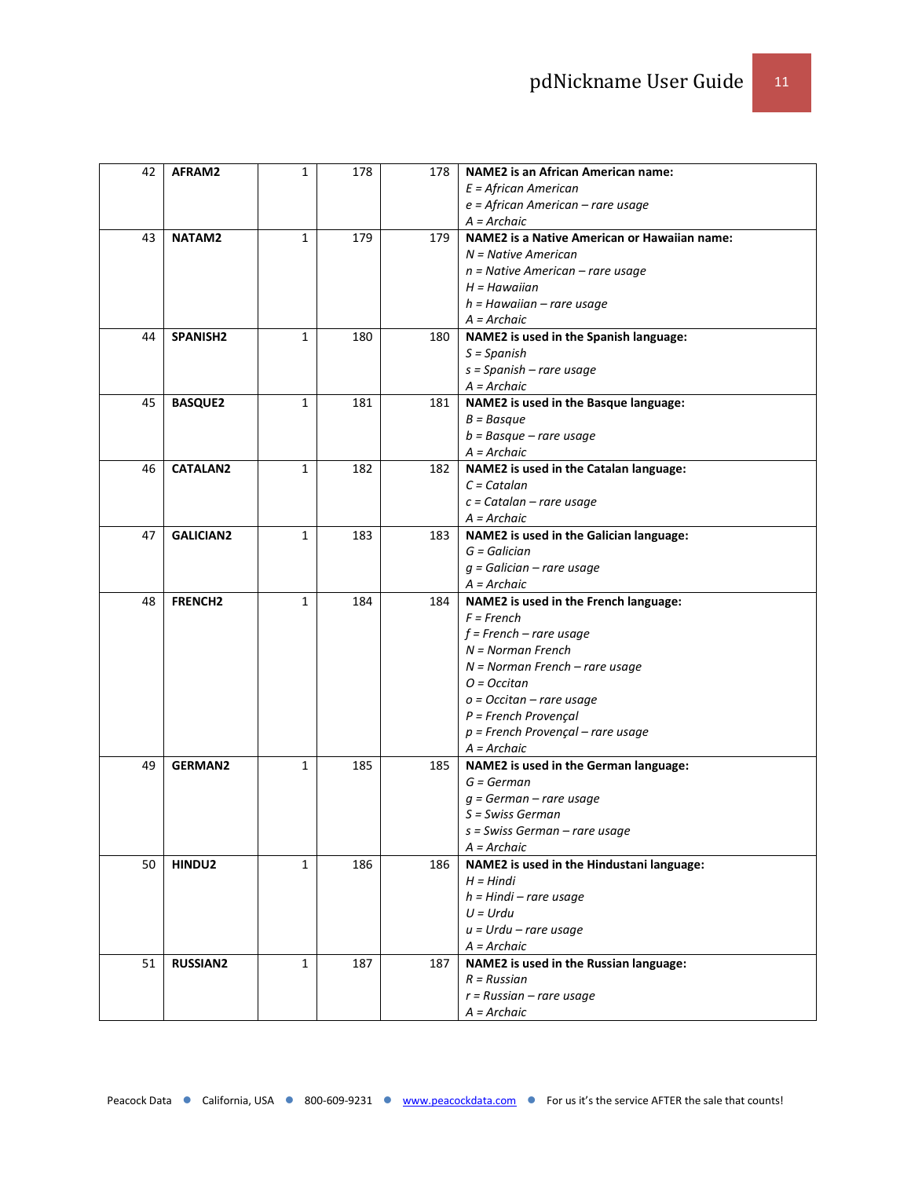| 42 | **AFRAM2** | 1 | 178 | 178 | **NAME2 is an African American name:**<br>*E = African American*<br>*e = African American – rare usage*<br>*A = Archaic* |
|---:|---|---:|---:|---:|---|
| 43 | **NATAM2** | 1 | 179 | 179 | **NAME2 is a Native American or Hawaiian name:**<br>*N = Native American*<br>*n = Native American – rare usage*<br>*H = Hawaiian*<br>*h = Hawaiian – rare usage*<br>*A = Archaic* |
| 44 | **SPANISH2** | 1 | 180 | 180 | **NAME2 is used in the Spanish language:**<br>*S = Spanish*<br>*s = Spanish – rare usage*<br>*A = Archaic* |
| 45 | **BASQUE2** | 1 | 181 | 181 | **NAME2 is used in the Basque language:**<br>*B = Basque*<br>*b = Basque – rare usage*<br>*A = Archaic* |
| 46 | **CATALAN2** | 1 | 182 | 182 | **NAME2 is used in the Catalan language:**<br>*C = Catalan*<br>*c = Catalan – rare usage*<br>*A = Archaic* |
| 47 | **GALICIAN2** | 1 | 183 | 183 | **NAME2 is used in the Galician language:**<br>*G = Galician*<br>*g = Galician – rare usage*<br>*A = Archaic* |
| 48 | **FRENCH2** | 1 | 184 | 184 | **NAME2 is used in the French language:**<br>*F = French*<br>*f = French – rare usage*<br>*N = Norman French*<br>*N = Norman French – rare usage*<br>*O = Occitan*<br>*o = Occitan – rare usage*<br>*P = French Provençal*<br>*p = French Provençal – rare usage*<br>*A = Archaic* |
| 49 | **GERMAN2** | 1 | 185 | 185 | **NAME2 is used in the German language:**<br>*G = German*<br>*g = German – rare usage*<br>*S = Swiss German*<br>*s = Swiss German – rare usage*<br>*A = Archaic* |
| 50 | **HINDU2** | 1 | 186 | 186 | **NAME2 is used in the Hindustani language:**<br>*H = Hindi*<br>*h = Hindi – rare usage*<br>*U = Urdu*<br>*u = Urdu – rare usage*<br>*A = Archaic* |
| 51 | **RUSSIAN2** | 1 | 187 | 187 | **NAME2 is used in the Russian language:**<br>*R = Russian*<br>*r = Russian – rare usage*<br>*A = Archaic* |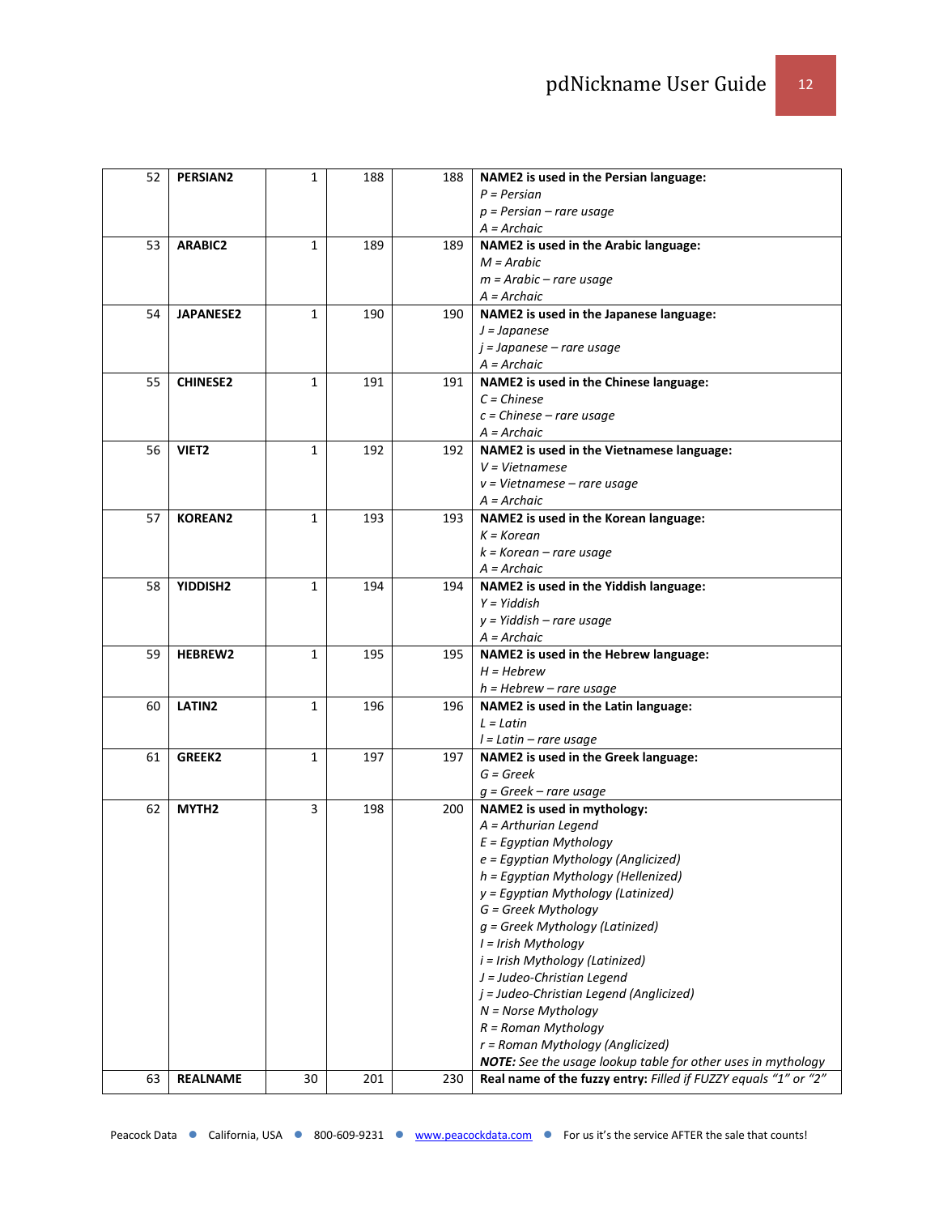| | | | | | |
|---|---|---|---|---|---|
| 52 | **PERSIAN2** | 1 | 188 | 188 | **NAME2 is used in the Persian language:**<br>*P = Persian*<br>*p = Persian – rare usage*<br>*A = Archaic* |
| 53 | **ARABIC2** | 1 | 189 | 189 | **NAME2 is used in the Arabic language:**<br>*M = Arabic*<br>*m = Arabic – rare usage*<br>*A = Archaic* |
| 54 | **JAPANESE2** | 1 | 190 | 190 | **NAME2 is used in the Japanese language:**<br>*J = Japanese*<br>*j = Japanese – rare usage*<br>*A = Archaic* |
| 55 | **CHINESE2** | 1 | 191 | 191 | **NAME2 is used in the Chinese language:**<br>*C = Chinese*<br>*c = Chinese – rare usage*<br>*A = Archaic* |
| 56 | **VIET2** | 1 | 192 | 192 | **NAME2 is used in the Vietnamese language:**<br>*V = Vietnamese*<br>*v = Vietnamese – rare usage*<br>*A = Archaic* |
| 57 | **KOREAN2** | 1 | 193 | 193 | **NAME2 is used in the Korean language:**<br>*K = Korean*<br>*k = Korean – rare usage*<br>*A = Archaic* |
| 58 | **YIDDISH2** | 1 | 194 | 194 | **NAME2 is used in the Yiddish language:**<br>*Y = Yiddish*<br>*y = Yiddish – rare usage*<br>*A = Archaic* |
| 59 | **HEBREW2** | 1 | 195 | 195 | **NAME2 is used in the Hebrew language:**<br>*H = Hebrew*<br>*h = Hebrew – rare usage* |
| 60 | **LATIN2** | 1 | 196 | 196 | **NAME2 is used in the Latin language:**<br>*L = Latin*<br>*l = Latin – rare usage* |
| 61 | **GREEK2** | 1 | 197 | 197 | **NAME2 is used in the Greek language:**<br>*G = Greek*<br>*g = Greek – rare usage* |
| 62 | **MYTH2** | 3 | 198 | 200 | **NAME2 is used in mythology:**<br>*A = Arthurian Legend*<br>*E = Egyptian Mythology*<br>*e = Egyptian Mythology (Anglicized)*<br>*h = Egyptian Mythology (Hellenized)*<br>*y = Egyptian Mythology (Latinized)*<br>*G = Greek Mythology*<br>*g = Greek Mythology (Latinized)*<br>*I = Irish Mythology*<br>*i = Irish Mythology (Latinized)*<br>*J = Judeo-Christian Legend*<br>*j = Judeo-Christian Legend (Anglicized)*<br>*N = Norse Mythology*<br>*R = Roman Mythology*<br>*r = Roman Mythology (Anglicized)*<br>***NOTE:** See the usage lookup table for other uses in mythology* |
| 63 | **REALNAME** | 30 | 201 | 230 | **Real name of the fuzzy entry:** *Filled if FUZZY equals "1" or "2"* |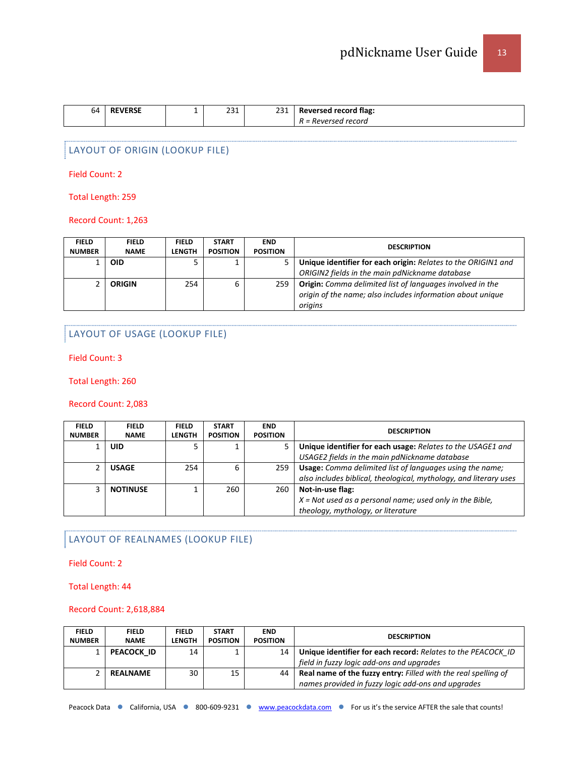| | | | | | |
|---|---|---|---|---|---|
| 64 | **REVERSE** | 1 | 231 | 231 | **Reversed record flag:**<br>*R = Reversed record* |

## LAYOUT OF ORIGIN (LOOKUP FILE)

Field Count: 2

Total Length: 259

Record Count: 1,263

| FIELD NUMBER | FIELD NAME | FIELD LENGTH | START POSITION | END POSITION | DESCRIPTION |
|---|---|---|---|---|---|
| 1 | **OID** | 5 | 1 | 5 | **Unique identifier for each origin:** *Relates to the ORIGIN1 and ORIGIN2 fields in the main pdNickname database* |
| 2 | **ORIGIN** | 254 | 6 | 259 | **Origin:** *Comma delimited list of languages involved in the origin of the name; also includes information about unique origins* |

## LAYOUT OF USAGE (LOOKUP FILE)

Field Count: 3

Total Length: 260

Record Count: 2,083

| FIELD NUMBER | FIELD NAME | FIELD LENGTH | START POSITION | END POSITION | DESCRIPTION |
|---|---|---|---|---|---|
| 1 | **UID** | 5 | 1 | 5 | **Unique identifier for each usage:** *Relates to the USAGE1 and USAGE2 fields in the main pdNickname database* |
| 2 | **USAGE** | 254 | 6 | 259 | **Usage:** *Comma delimited list of languages using the name; also includes biblical, theological, mythology, and literary uses* |
| 3 | **NOTINUSE** | 1 | 260 | 260 | **Not-in-use flag:**<br>*X = Not used as a personal name; used only in the Bible, theology, mythology, or literature* |

## LAYOUT OF REALNAMES (LOOKUP FILE)

Field Count: 2

Total Length: 44

Record Count: 2,618,884

| FIELD NUMBER | FIELD NAME | FIELD LENGTH | START POSITION | END POSITION | DESCRIPTION |
|---|---|---|---|---|---|
| 1 | **PEACOCK_ID** | 14 | 1 | 14 | **Unique identifier for each record:** *Relates to the PEACOCK_ID field in fuzzy logic add-ons and upgrades* |
| 2 | **REALNAME** | 30 | 15 | 44 | **Real name of the fuzzy entry:** *Filled with the real spelling of names provided in fuzzy logic add-ons and upgrades* |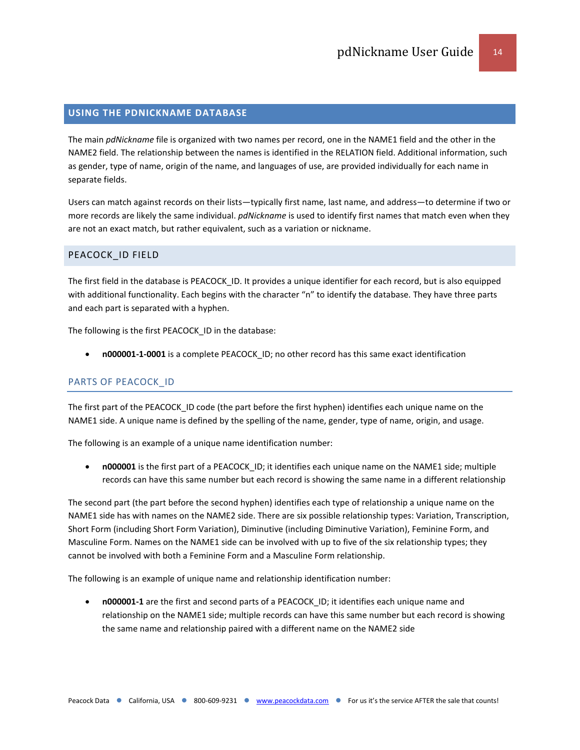## USING THE PDNICKNAME DATABASE

The main *pdNickname* file is organized with two names per record, one in the NAME1 field and the other in the NAME2 field. The relationship between the names is identified in the RELATION field. Additional information, such as gender, type of name, origin of the name, and languages of use, are provided individually for each name in separate fields.

Users can match against records on their lists—typically first name, last name, and address—to determine if two or more records are likely the same individual. *pdNickname* is used to identify first names that match even when they are not an exact match, but rather equivalent, such as a variation or nickname.

### PEACOCK_ID FIELD

The first field in the database is PEACOCK_ID. It provides a unique identifier for each record, but is also equipped with additional functionality. Each begins with the character "n" to identify the database. They have three parts and each part is separated with a hyphen.

The following is the first PEACOCK_ID in the database:

- **n000001-1-0001** is a complete PEACOCK_ID; no other record has this same exact identification

#### PARTS OF PEACOCK_ID

The first part of the PEACOCK_ID code (the part before the first hyphen) identifies each unique name on the NAME1 side. A unique name is defined by the spelling of the name, gender, type of name, origin, and usage.

The following is an example of a unique name identification number:

- **n000001** is the first part of a PEACOCK_ID; it identifies each unique name on the NAME1 side; multiple records can have this same number but each record is showing the same name in a different relationship

The second part (the part before the second hyphen) identifies each type of relationship a unique name on the NAME1 side has with names on the NAME2 side. There are six possible relationship types: Variation, Transcription, Short Form (including Short Form Variation), Diminutive (including Diminutive Variation), Feminine Form, and Masculine Form. Names on the NAME1 side can be involved with up to five of the six relationship types; they cannot be involved with both a Feminine Form and a Masculine Form relationship.

The following is an example of unique name and relationship identification number:

- **n000001-1** are the first and second parts of a PEACOCK_ID; it identifies each unique name and relationship on the NAME1 side; multiple records can have this same number but each record is showing the same name and relationship paired with a different name on the NAME2 side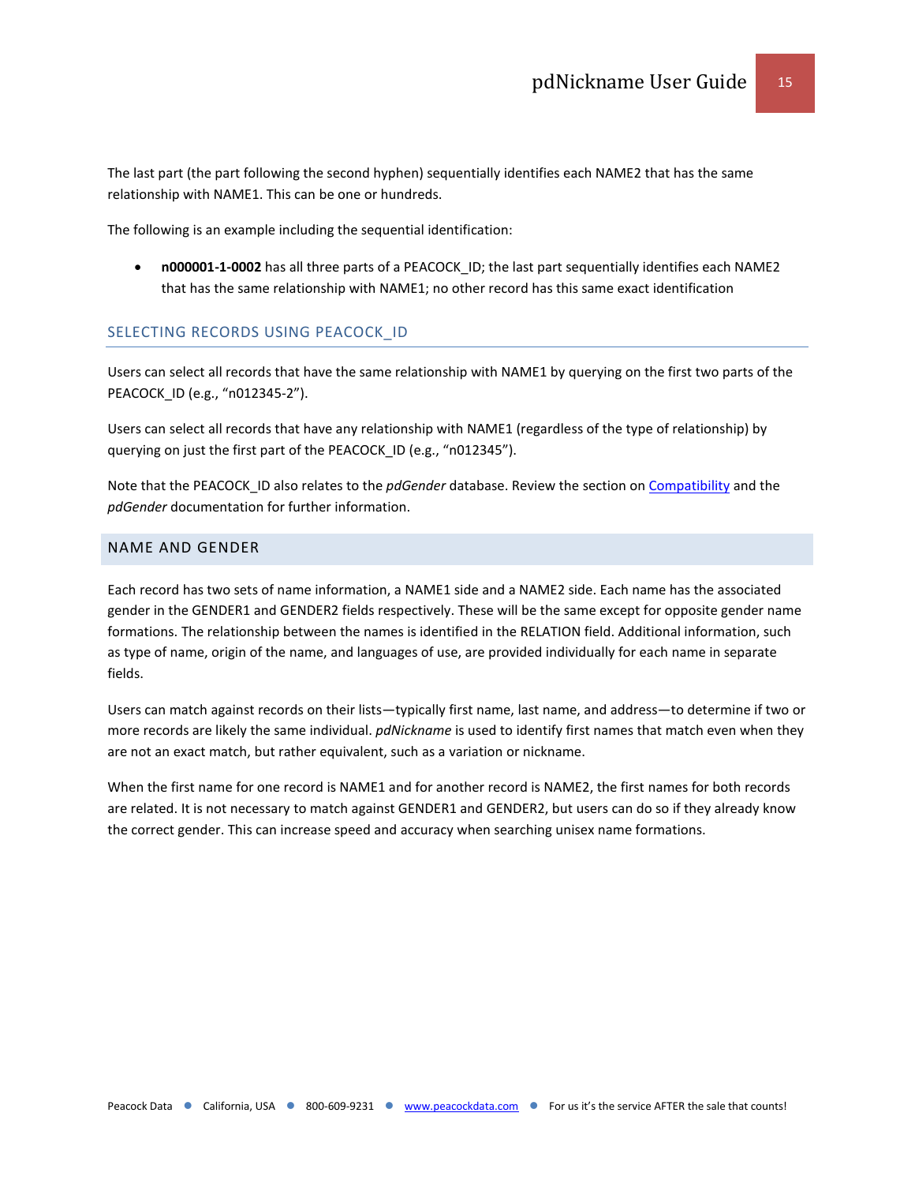The last part (the part following the second hyphen) sequentially identifies each NAME2 that has the same relationship with NAME1. This can be one or hundreds.

The following is an example including the sequential identification:

- **n000001-1-0002** has all three parts of a PEACOCK_ID; the last part sequentially identifies each NAME2 that has the same relationship with NAME1; no other record has this same exact identification

### SELECTING RECORDS USING PEACOCK_ID

Users can select all records that have the same relationship with NAME1 by querying on the first two parts of the PEACOCK_ID (e.g., "n012345-2").

Users can select all records that have any relationship with NAME1 (regardless of the type of relationship) by querying on just the first part of the PEACOCK_ID (e.g., "n012345").

Note that the PEACOCK_ID also relates to the *pdGender* database. Review the section on Compatibility and the *pdGender* documentation for further information.

## NAME AND GENDER

Each record has two sets of name information, a NAME1 side and a NAME2 side. Each name has the associated gender in the GENDER1 and GENDER2 fields respectively. These will be the same except for opposite gender name formations. The relationship between the names is identified in the RELATION field. Additional information, such as type of name, origin of the name, and languages of use, are provided individually for each name in separate fields.

Users can match against records on their lists—typically first name, last name, and address—to determine if two or more records are likely the same individual. *pdNickname* is used to identify first names that match even when they are not an exact match, but rather equivalent, such as a variation or nickname.

When the first name for one record is NAME1 and for another record is NAME2, the first names for both records are related. It is not necessary to match against GENDER1 and GENDER2, but users can do so if they already know the correct gender. This can increase speed and accuracy when searching unisex name formations.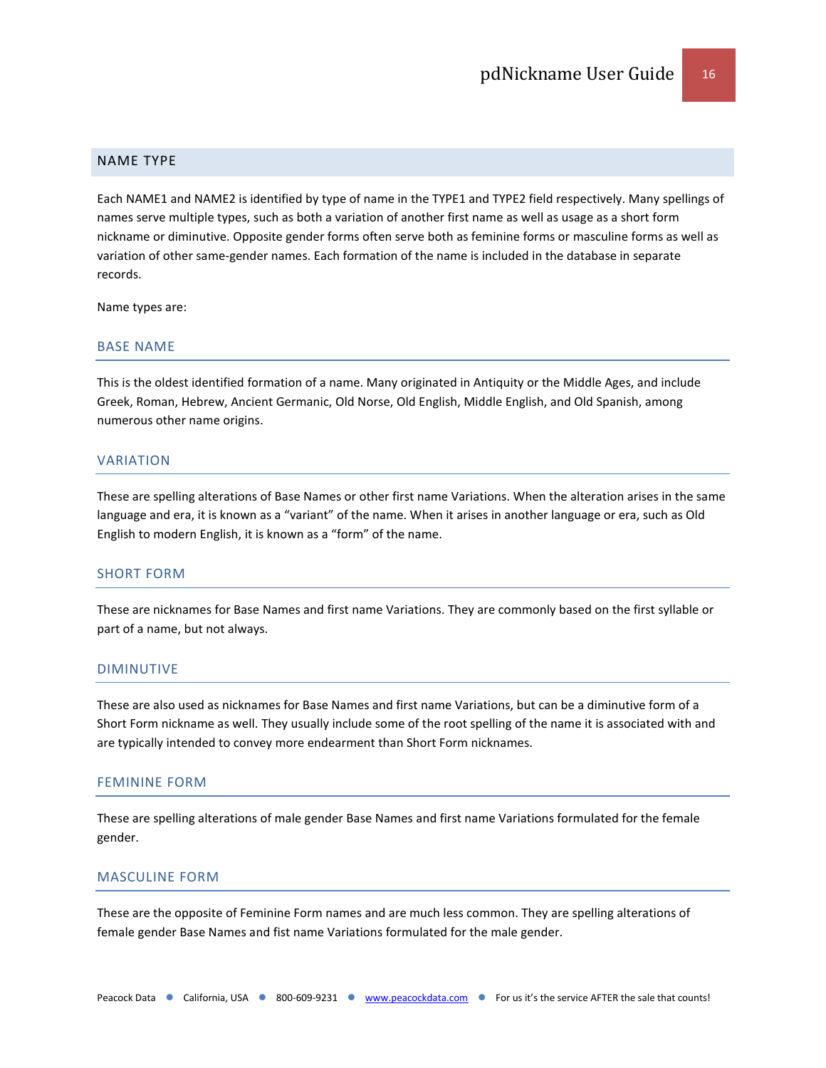## NAME TYPE

Each NAME1 and NAME2 is identified by type of name in the TYPE1 and TYPE2 field respectively. Many spellings of names serve multiple types, such as both a variation of another first name as well as usage as a short form nickname or diminutive. Opposite gender forms often serve both as feminine forms or masculine forms as well as variation of other same-gender names. Each formation of the name is included in the database in separate records.

Name types are:

### BASE NAME

This is the oldest identified formation of a name. Many originated in Antiquity or the Middle Ages, and include Greek, Roman, Hebrew, Ancient Germanic, Old Norse, Old English, Middle English, and Old Spanish, among numerous other name origins.

### VARIATION

These are spelling alterations of Base Names or other first name Variations. When the alteration arises in the same language and era, it is known as a "variant" of the name. When it arises in another language or era, such as Old English to modern English, it is known as a "form" of the name.

### SHORT FORM

These are nicknames for Base Names and first name Variations. They are commonly based on the first syllable or part of a name, but not always.

### DIMINUTIVE

These are also used as nicknames for Base Names and first name Variations, but can be a diminutive form of a Short Form nickname as well. They usually include some of the root spelling of the name it is associated with and are typically intended to convey more endearment than Short Form nicknames.

### FEMININE FORM

These are spelling alterations of male gender Base Names and first name Variations formulated for the female gender.

### MASCULINE FORM

These are the opposite of Feminine Form names and are much less common. They are spelling alterations of female gender Base Names and fist name Variations formulated for the male gender.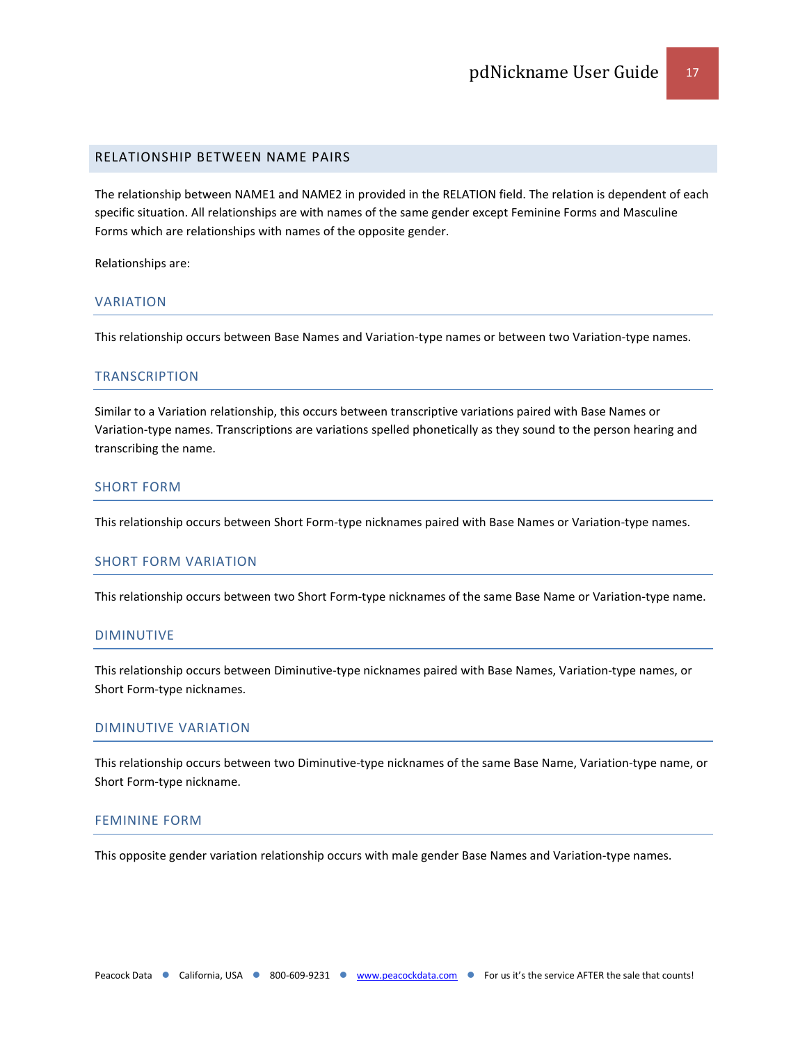## RELATIONSHIP BETWEEN NAME PAIRS

The relationship between NAME1 and NAME2 in provided in the RELATION field. The relation is dependent of each specific situation. All relationships are with names of the same gender except Feminine Forms and Masculine Forms which are relationships with names of the opposite gender.

Relationships are:

### VARIATION

This relationship occurs between Base Names and Variation-type names or between two Variation-type names.

### TRANSCRIPTION

Similar to a Variation relationship, this occurs between transcriptive variations paired with Base Names or Variation-type names. Transcriptions are variations spelled phonetically as they sound to the person hearing and transcribing the name.

### SHORT FORM

This relationship occurs between Short Form-type nicknames paired with Base Names or Variation-type names.

### SHORT FORM VARIATION

This relationship occurs between two Short Form-type nicknames of the same Base Name or Variation-type name.

### DIMINUTIVE

This relationship occurs between Diminutive-type nicknames paired with Base Names, Variation-type names, or Short Form-type nicknames.

### DIMINUTIVE VARIATION

This relationship occurs between two Diminutive-type nicknames of the same Base Name, Variation-type name, or Short Form-type nickname.

### FEMININE FORM

This opposite gender variation relationship occurs with male gender Base Names and Variation-type names.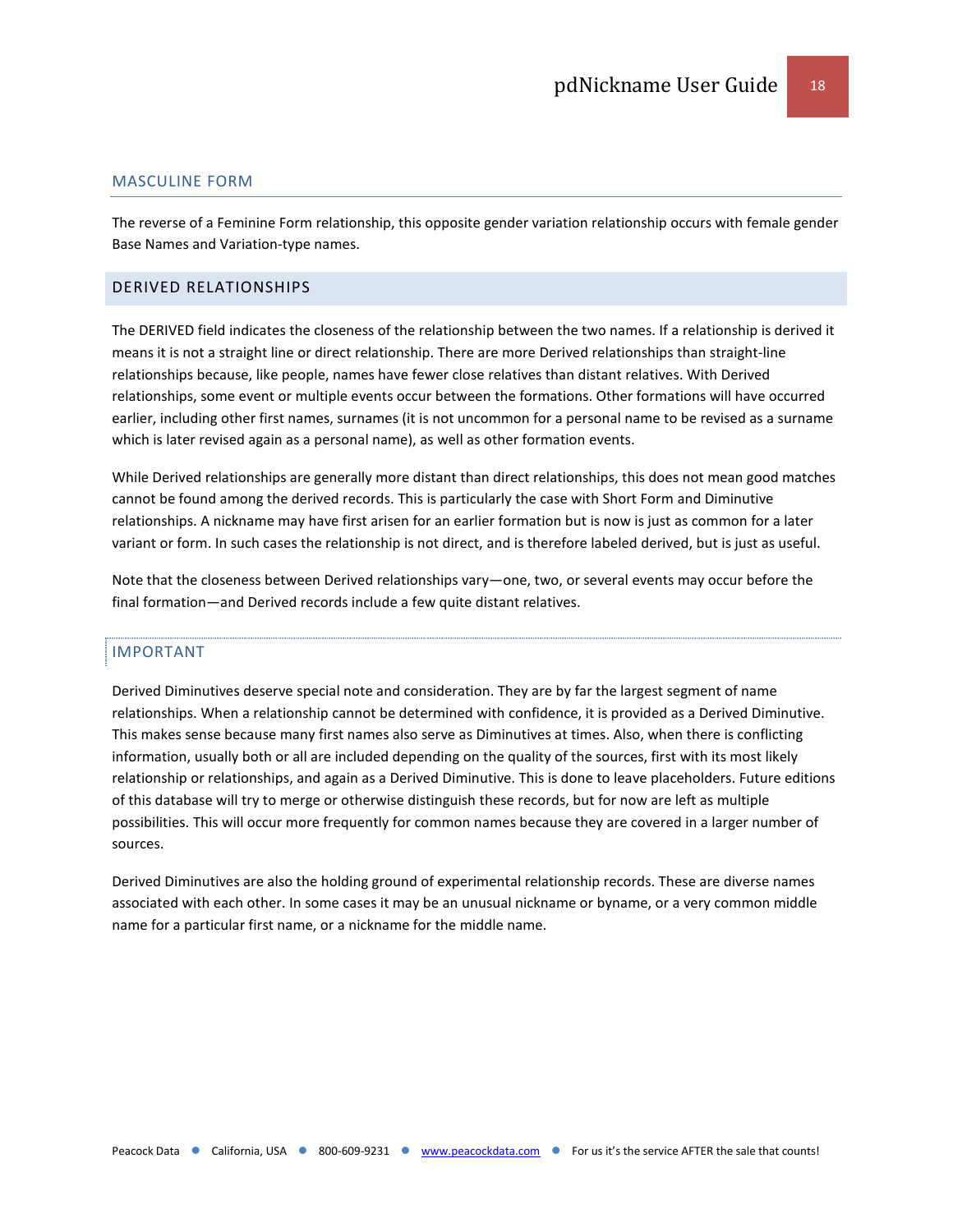### MASCULINE FORM

The reverse of a Feminine Form relationship, this opposite gender variation relationship occurs with female gender Base Names and Variation-type names.

## DERIVED RELATIONSHIPS

The DERIVED field indicates the closeness of the relationship between the two names. If a relationship is derived it means it is not a straight line or direct relationship. There are more Derived relationships than straight-line relationships because, like people, names have fewer close relatives than distant relatives. With Derived relationships, some event or multiple events occur between the formations. Other formations will have occurred earlier, including other first names, surnames (it is not uncommon for a personal name to be revised as a surname which is later revised again as a personal name), as well as other formation events.

While Derived relationships are generally more distant than direct relationships, this does not mean good matches cannot be found among the derived records. This is particularly the case with Short Form and Diminutive relationships. A nickname may have first arisen for an earlier formation but is now is just as common for a later variant or form. In such cases the relationship is not direct, and is therefore labeled derived, but is just as useful.

Note that the closeness between Derived relationships vary—one, two, or several events may occur before the final formation—and Derived records include a few quite distant relatives.

### IMPORTANT

Derived Diminutives deserve special note and consideration. They are by far the largest segment of name relationships. When a relationship cannot be determined with confidence, it is provided as a Derived Diminutive. This makes sense because many first names also serve as Diminutives at times. Also, when there is conflicting information, usually both or all are included depending on the quality of the sources, first with its most likely relationship or relationships, and again as a Derived Diminutive. This is done to leave placeholders. Future editions of this database will try to merge or otherwise distinguish these records, but for now are left as multiple possibilities. This will occur more frequently for common names because they are covered in a larger number of sources.

Derived Diminutives are also the holding ground of experimental relationship records. These are diverse names associated with each other. In some cases it may be an unusual nickname or byname, or a very common middle name for a particular first name, or a nickname for the middle name.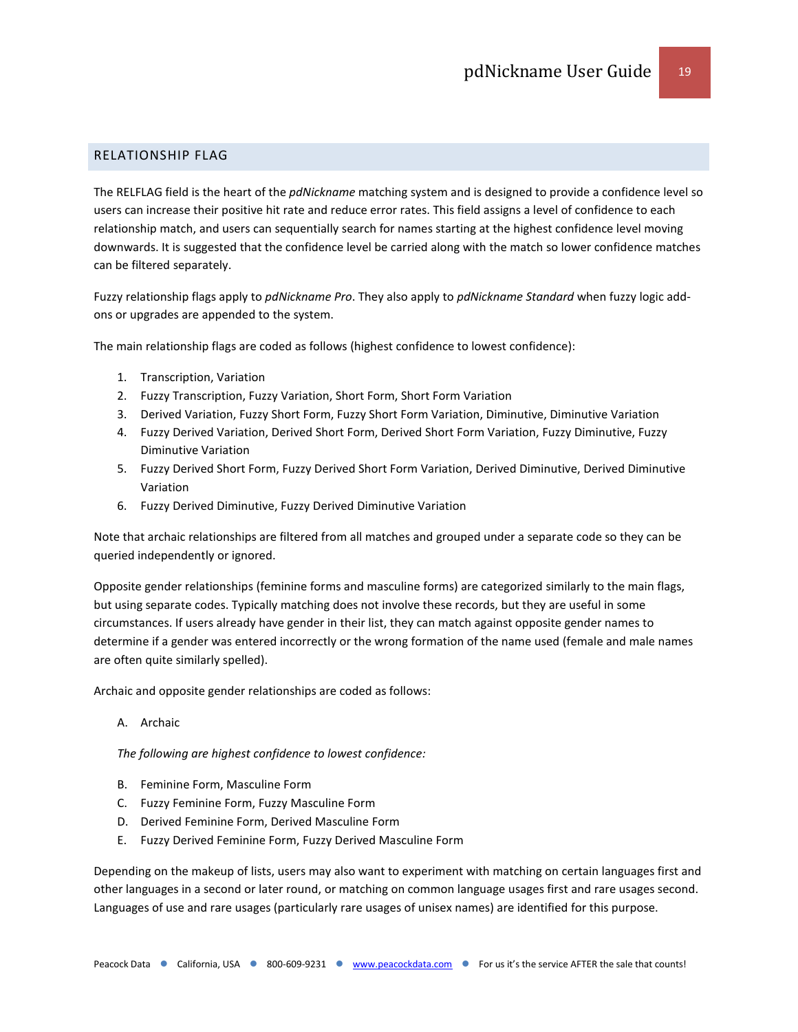## RELATIONSHIP FLAG

The RELFLAG field is the heart of the *pdNickname* matching system and is designed to provide a confidence level so users can increase their positive hit rate and reduce error rates. This field assigns a level of confidence to each relationship match, and users can sequentially search for names starting at the highest confidence level moving downwards. It is suggested that the confidence level be carried along with the match so lower confidence matches can be filtered separately.

Fuzzy relationship flags apply to *pdNickname Pro*. They also apply to *pdNickname Standard* when fuzzy logic add-ons or upgrades are appended to the system.

The main relationship flags are coded as follows (highest confidence to lowest confidence):

1. Transcription, Variation
2. Fuzzy Transcription, Fuzzy Variation, Short Form, Short Form Variation
3. Derived Variation, Fuzzy Short Form, Fuzzy Short Form Variation, Diminutive, Diminutive Variation
4. Fuzzy Derived Variation, Derived Short Form, Derived Short Form Variation, Fuzzy Diminutive, Fuzzy Diminutive Variation
5. Fuzzy Derived Short Form, Fuzzy Derived Short Form Variation, Derived Diminutive, Derived Diminutive Variation
6. Fuzzy Derived Diminutive, Fuzzy Derived Diminutive Variation

Note that archaic relationships are filtered from all matches and grouped under a separate code so they can be queried independently or ignored.

Opposite gender relationships (feminine forms and masculine forms) are categorized similarly to the main flags, but using separate codes. Typically matching does not involve these records, but they are useful in some circumstances. If users already have gender in their list, they can match against opposite gender names to determine if a gender was entered incorrectly or the wrong formation of the name used (female and male names are often quite similarly spelled).

Archaic and opposite gender relationships are coded as follows:

A. Archaic

*The following are highest confidence to lowest confidence:*

B. Feminine Form, Masculine Form
C. Fuzzy Feminine Form, Fuzzy Masculine Form
D. Derived Feminine Form, Derived Masculine Form
E. Fuzzy Derived Feminine Form, Fuzzy Derived Masculine Form

Depending on the makeup of lists, users may also want to experiment with matching on certain languages first and other languages in a second or later round, or matching on common language usages first and rare usages second. Languages of use and rare usages (particularly rare usages of unisex names) are identified for this purpose.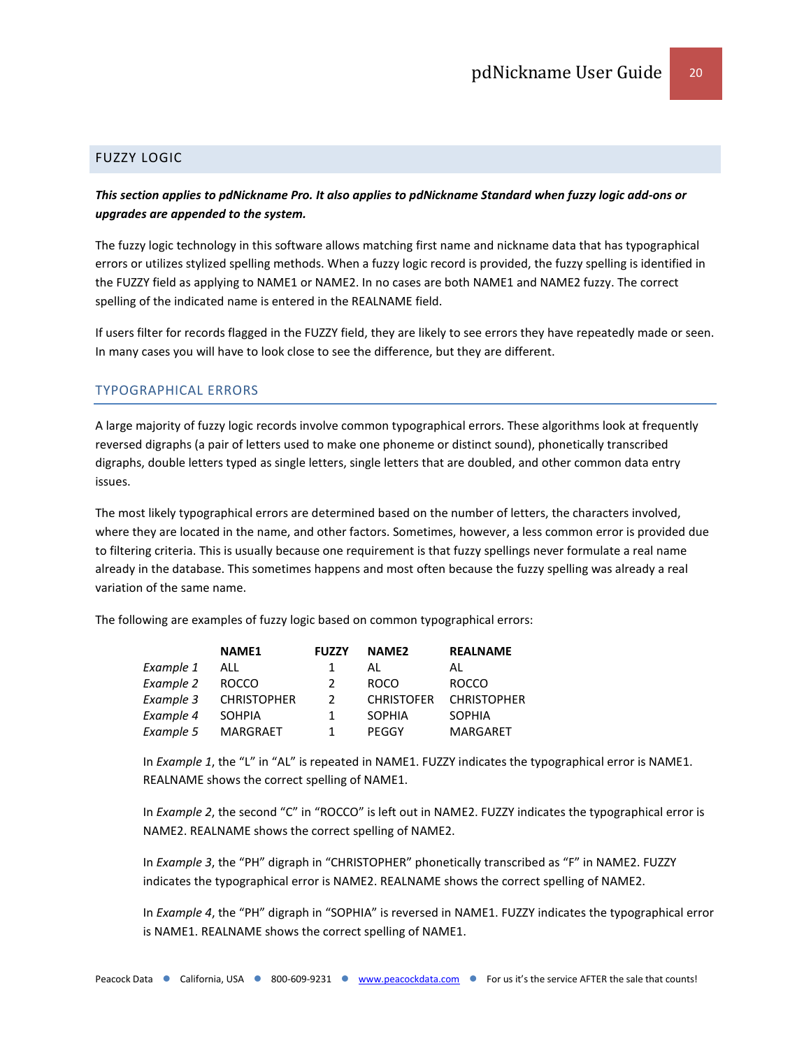## FUZZY LOGIC

***This section applies to pdNickname Pro. It also applies to pdNickname Standard when fuzzy logic add-ons or upgrades are appended to the system.***

The fuzzy logic technology in this software allows matching first name and nickname data that has typographical errors or utilizes stylized spelling methods. When a fuzzy logic record is provided, the fuzzy spelling is identified in the FUZZY field as applying to NAME1 or NAME2. In no cases are both NAME1 and NAME2 fuzzy. The correct spelling of the indicated name is entered in the REALNAME field.

If users filter for records flagged in the FUZZY field, they are likely to see errors they have repeatedly made or seen. In many cases you will have to look close to see the difference, but they are different.

### TYPOGRAPHICAL ERRORS

A large majority of fuzzy logic records involve common typographical errors. These algorithms look at frequently reversed digraphs (a pair of letters used to make one phoneme or distinct sound), phonetically transcribed digraphs, double letters typed as single letters, single letters that are doubled, and other common data entry issues.

The most likely typographical errors are determined based on the number of letters, the characters involved, where they are located in the name, and other factors. Sometimes, however, a less common error is provided due to filtering criteria. This is usually because one requirement is that fuzzy spellings never formulate a real name already in the database. This sometimes happens and most often because the fuzzy spelling was already a real variation of the same name.

The following are examples of fuzzy logic based on common typographical errors:

| | NAME1 | FUZZY | NAME2 | REALNAME |
|---|---|---|---|---|
| *Example 1* | ALL | 1 | AL | AL |
| *Example 2* | ROCCO | 2 | ROCO | ROCCO |
| *Example 3* | CHRISTOPHER | 2 | CHRISTOFER | CHRISTOPHER |
| *Example 4* | SOHPIA | 1 | SOPHIA | SOPHIA |
| *Example 5* | MARGRAET | 1 | PEGGY | MARGARET |

In *Example 1*, the "L" in "AL" is repeated in NAME1. FUZZY indicates the typographical error is NAME1. REALNAME shows the correct spelling of NAME1.

In *Example 2*, the second "C" in "ROCCO" is left out in NAME2. FUZZY indicates the typographical error is NAME2. REALNAME shows the correct spelling of NAME2.

In *Example 3*, the "PH" digraph in "CHRISTOPHER" phonetically transcribed as "F" in NAME2. FUZZY indicates the typographical error is NAME2. REALNAME shows the correct spelling of NAME2.

In *Example 4*, the "PH" digraph in "SOPHIA" is reversed in NAME1. FUZZY indicates the typographical error is NAME1. REALNAME shows the correct spelling of NAME1.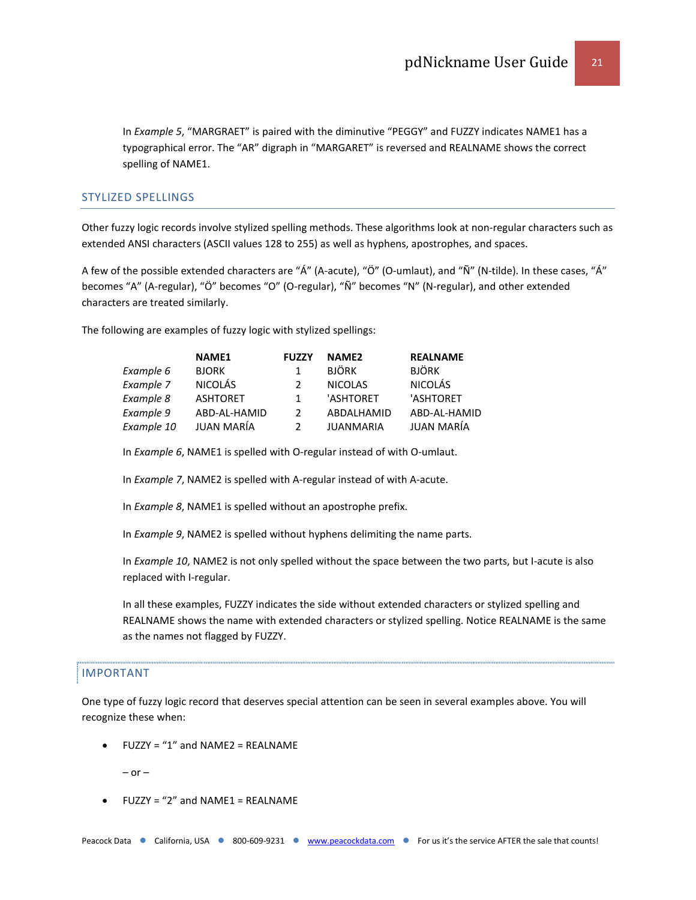In *Example 5*, "MARGRAET" is paired with the diminutive "PEGGY" and FUZZY indicates NAME1 has a typographical error. The "AR" digraph in "MARGARET" is reversed and REALNAME shows the correct spelling of NAME1.

## STYLIZED SPELLINGS

Other fuzzy logic records involve stylized spelling methods. These algorithms look at non-regular characters such as extended ANSI characters (ASCII values 128 to 255) as well as hyphens, apostrophes, and spaces.

A few of the possible extended characters are "Á" (A-acute), "Ö" (O-umlaut), and "Ñ" (N-tilde). In these cases, "Á" becomes "A" (A-regular), "Ö" becomes "O" (O-regular), "Ñ" becomes "N" (N-regular), and other extended characters are treated similarly.

The following are examples of fuzzy logic with stylized spellings:

| | NAME1 | FUZZY | NAME2 | REALNAME |
|---|---|---|---|---|
| *Example 6* | BJORK | 1 | BJÖRK | BJÖRK |
| *Example 7* | NICOLÁS | 2 | NICOLAS | NICOLÁS |
| *Example 8* | ASHTORET | 1 | 'ASHTORET | 'ASHTORET |
| *Example 9* | ABD-AL-HAMID | 2 | ABDALHAMID | ABD-AL-HAMID |
| *Example 10* | JUAN MARÍA | 2 | JUANMARIA | JUAN MARÍA |

In *Example 6*, NAME1 is spelled with O-regular instead of with O-umlaut.

In *Example 7*, NAME2 is spelled with A-regular instead of with A-acute.

In *Example 8*, NAME1 is spelled without an apostrophe prefix.

In *Example 9*, NAME2 is spelled without hyphens delimiting the name parts.

In *Example 10*, NAME2 is not only spelled without the space between the two parts, but I-acute is also replaced with I-regular.

In all these examples, FUZZY indicates the side without extended characters or stylized spelling and REALNAME shows the name with extended characters or stylized spelling. Notice REALNAME is the same as the names not flagged by FUZZY.

## IMPORTANT

One type of fuzzy logic record that deserves special attention can be seen in several examples above. You will recognize these when:

- FUZZY = "1" and NAME2 = REALNAME

  – or –

- FUZZY = "2" and NAME1 = REALNAME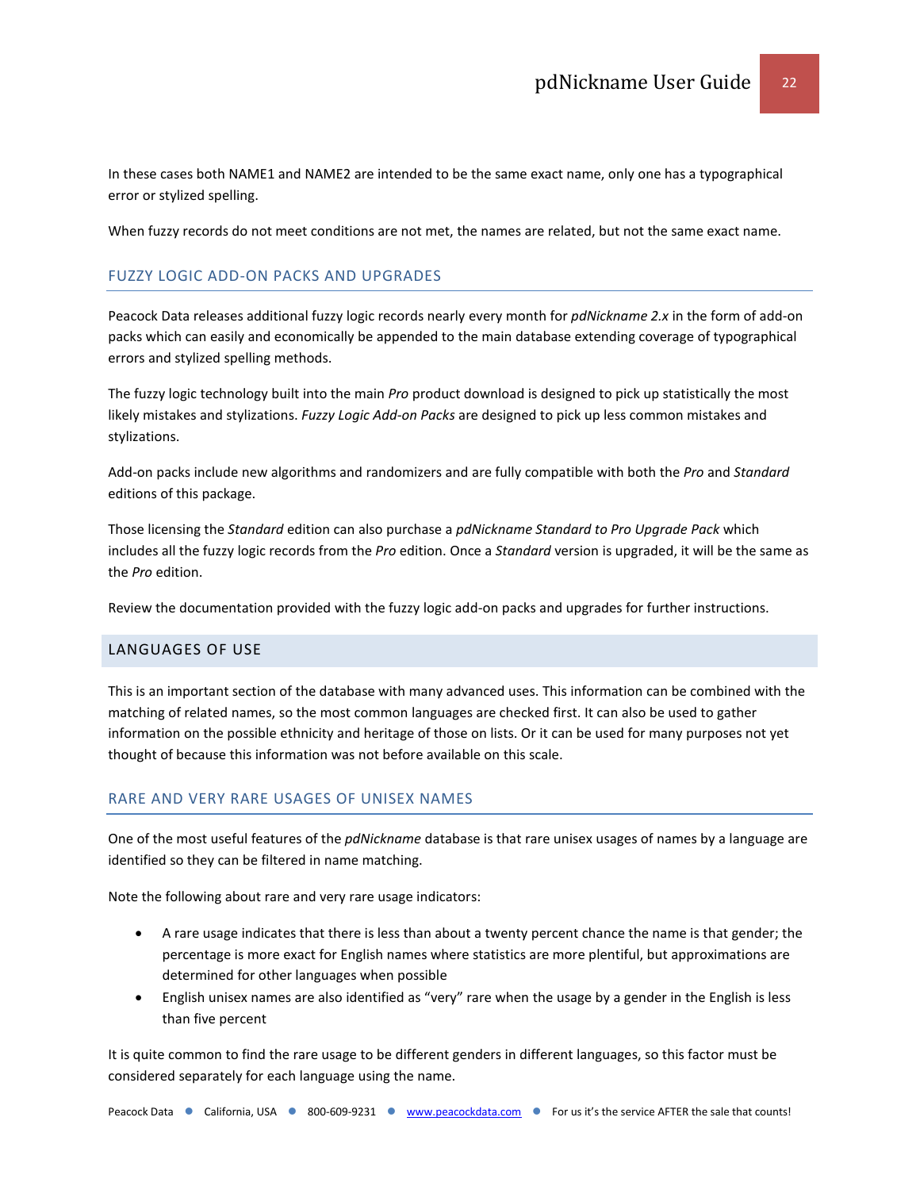In these cases both NAME1 and NAME2 are intended to be the same exact name, only one has a typographical error or stylized spelling.

When fuzzy records do not meet conditions are not met, the names are related, but not the same exact name.

### FUZZY LOGIC ADD-ON PACKS AND UPGRADES

Peacock Data releases additional fuzzy logic records nearly every month for *pdNickname 2.x* in the form of add-on packs which can easily and economically be appended to the main database extending coverage of typographical errors and stylized spelling methods.

The fuzzy logic technology built into the main *Pro* product download is designed to pick up statistically the most likely mistakes and stylizations. *Fuzzy Logic Add-on Packs* are designed to pick up less common mistakes and stylizations.

Add-on packs include new algorithms and randomizers and are fully compatible with both the *Pro* and *Standard* editions of this package.

Those licensing the *Standard* edition can also purchase a *pdNickname Standard to Pro Upgrade Pack* which includes all the fuzzy logic records from the *Pro* edition. Once a *Standard* version is upgraded, it will be the same as the *Pro* edition.

Review the documentation provided with the fuzzy logic add-on packs and upgrades for further instructions.

## LANGUAGES OF USE

This is an important section of the database with many advanced uses. This information can be combined with the matching of related names, so the most common languages are checked first. It can also be used to gather information on the possible ethnicity and heritage of those on lists. Or it can be used for many purposes not yet thought of because this information was not before available on this scale.

### RARE AND VERY RARE USAGES OF UNISEX NAMES

One of the most useful features of the *pdNickname* database is that rare unisex usages of names by a language are identified so they can be filtered in name matching.

Note the following about rare and very rare usage indicators:

- A rare usage indicates that there is less than about a twenty percent chance the name is that gender; the percentage is more exact for English names where statistics are more plentiful, but approximations are determined for other languages when possible
- English unisex names are also identified as "very" rare when the usage by a gender in the English is less than five percent

It is quite common to find the rare usage to be different genders in different languages, so this factor must be considered separately for each language using the name.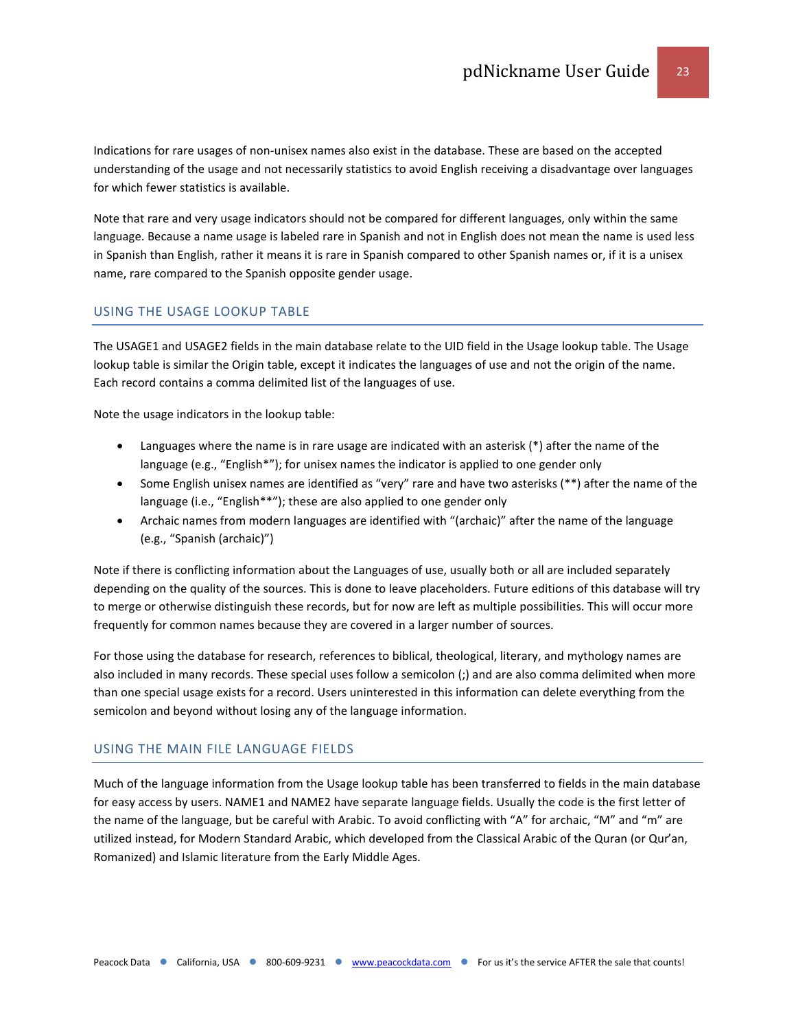Indications for rare usages of non-unisex names also exist in the database. These are based on the accepted understanding of the usage and not necessarily statistics to avoid English receiving a disadvantage over languages for which fewer statistics is available.

Note that rare and very usage indicators should not be compared for different languages, only within the same language. Because a name usage is labeled rare in Spanish and not in English does not mean the name is used less in Spanish than English, rather it means it is rare in Spanish compared to other Spanish names or, if it is a unisex name, rare compared to the Spanish opposite gender usage.

## USING THE USAGE LOOKUP TABLE

The USAGE1 and USAGE2 fields in the main database relate to the UID field in the Usage lookup table. The Usage lookup table is similar the Origin table, except it indicates the languages of use and not the origin of the name. Each record contains a comma delimited list of the languages of use.

Note the usage indicators in the lookup table:

- Languages where the name is in rare usage are indicated with an asterisk (*) after the name of the language (e.g., "English*"); for unisex names the indicator is applied to one gender only
- Some English unisex names are identified as "very" rare and have two asterisks (**) after the name of the language (i.e., "English**"); these are also applied to one gender only
- Archaic names from modern languages are identified with "(archaic)" after the name of the language (e.g., "Spanish (archaic)")

Note if there is conflicting information about the Languages of use, usually both or all are included separately depending on the quality of the sources. This is done to leave placeholders. Future editions of this database will try to merge or otherwise distinguish these records, but for now are left as multiple possibilities. This will occur more frequently for common names because they are covered in a larger number of sources.

For those using the database for research, references to biblical, theological, literary, and mythology names are also included in many records. These special uses follow a semicolon (;) and are also comma delimited when more than one special usage exists for a record. Users uninterested in this information can delete everything from the semicolon and beyond without losing any of the language information.

## USING THE MAIN FILE LANGUAGE FIELDS

Much of the language information from the Usage lookup table has been transferred to fields in the main database for easy access by users. NAME1 and NAME2 have separate language fields. Usually the code is the first letter of the name of the language, but be careful with Arabic. To avoid conflicting with "A" for archaic, "M" and "m" are utilized instead, for Modern Standard Arabic, which developed from the Classical Arabic of the Quran (or Qur'an, Romanized) and Islamic literature from the Early Middle Ages.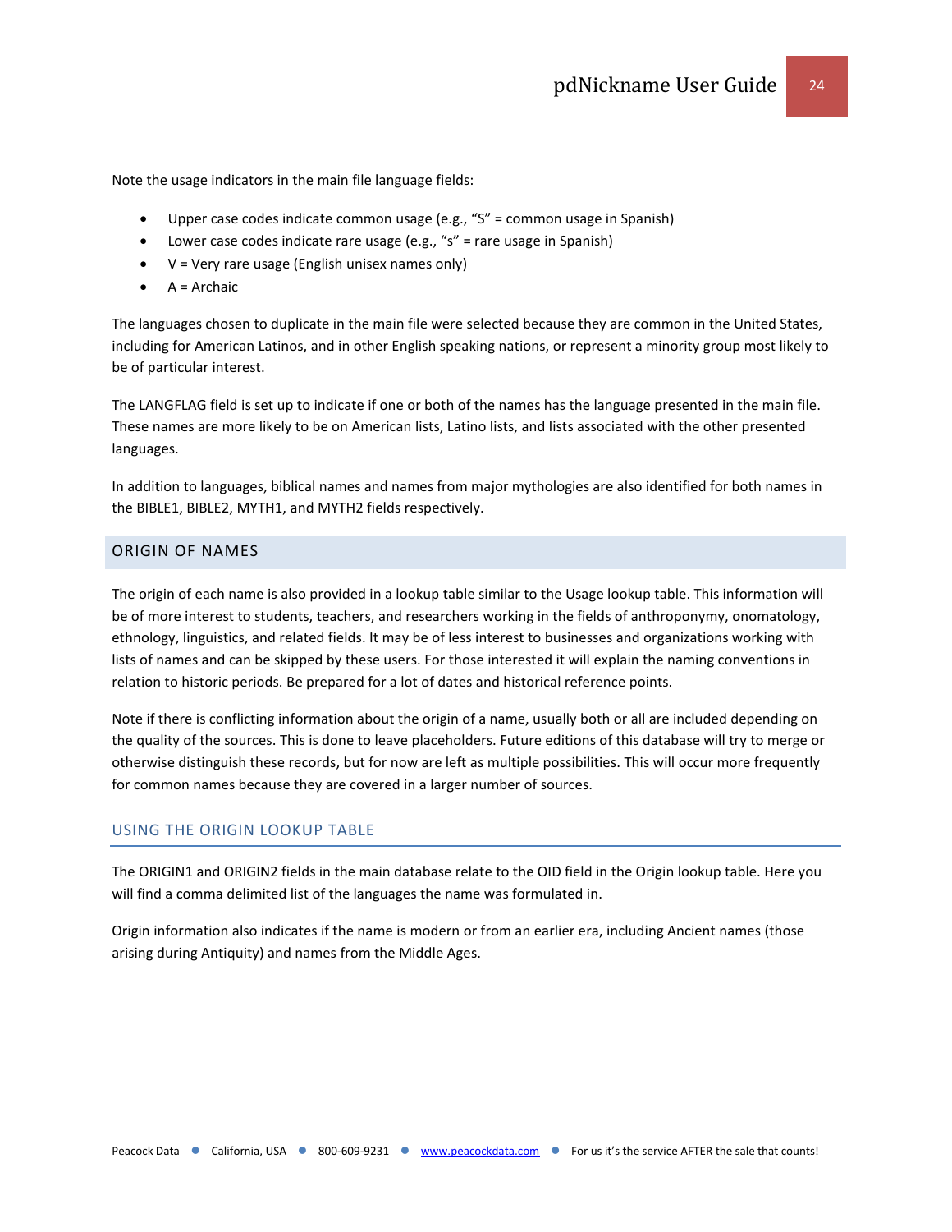Note the usage indicators in the main file language fields:

- Upper case codes indicate common usage (e.g., "S" = common usage in Spanish)
- Lower case codes indicate rare usage (e.g., "s" = rare usage in Spanish)
- V = Very rare usage (English unisex names only)
- A = Archaic

The languages chosen to duplicate in the main file were selected because they are common in the United States, including for American Latinos, and in other English speaking nations, or represent a minority group most likely to be of particular interest.

The LANGFLAG field is set up to indicate if one or both of the names has the language presented in the main file. These names are more likely to be on American lists, Latino lists, and lists associated with the other presented languages.

In addition to languages, biblical names and names from major mythologies are also identified for both names in the BIBLE1, BIBLE2, MYTH1, and MYTH2 fields respectively.

## ORIGIN OF NAMES

The origin of each name is also provided in a lookup table similar to the Usage lookup table. This information will be of more interest to students, teachers, and researchers working in the fields of anthroponymy, onomatology, ethnology, linguistics, and related fields. It may be of less interest to businesses and organizations working with lists of names and can be skipped by these users. For those interested it will explain the naming conventions in relation to historic periods. Be prepared for a lot of dates and historical reference points.

Note if there is conflicting information about the origin of a name, usually both or all are included depending on the quality of the sources. This is done to leave placeholders. Future editions of this database will try to merge or otherwise distinguish these records, but for now are left as multiple possibilities. This will occur more frequently for common names because they are covered in a larger number of sources.

### USING THE ORIGIN LOOKUP TABLE

The ORIGIN1 and ORIGIN2 fields in the main database relate to the OID field in the Origin lookup table. Here you will find a comma delimited list of the languages the name was formulated in.

Origin information also indicates if the name is modern or from an earlier era, including Ancient names (those arising during Antiquity) and names from the Middle Ages.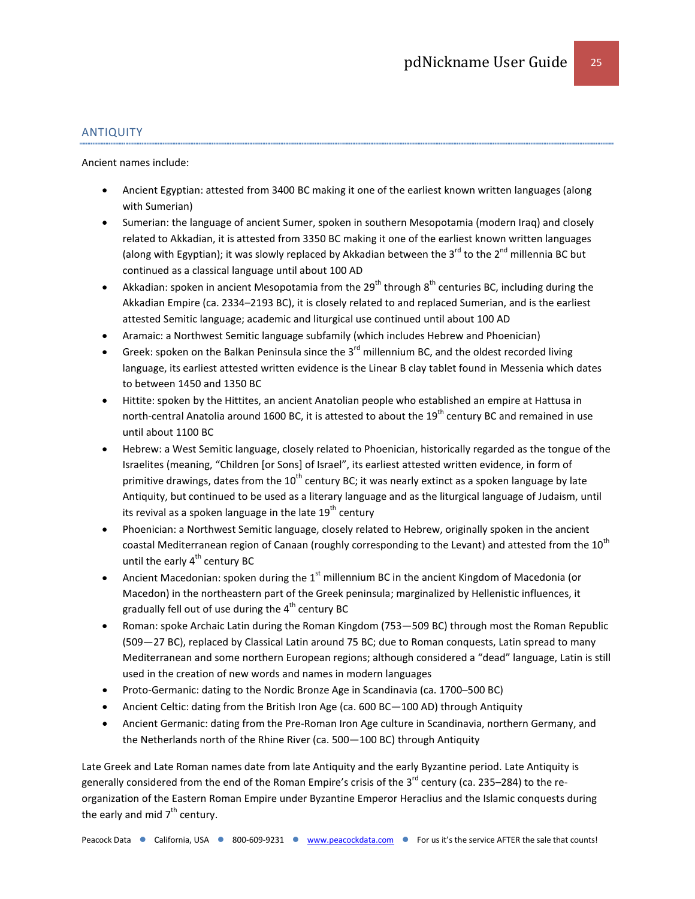## ANTIQUITY

Ancient names include:

- Ancient Egyptian: attested from 3400 BC making it one of the earliest known written languages (along with Sumerian)
- Sumerian: the language of ancient Sumer, spoken in southern Mesopotamia (modern Iraq) and closely related to Akkadian, it is attested from 3350 BC making it one of the earliest known written languages (along with Egyptian); it was slowly replaced by Akkadian between the 3rd to the 2nd millennia BC but continued as a classical language until about 100 AD
- Akkadian: spoken in ancient Mesopotamia from the 29th through 8th centuries BC, including during the Akkadian Empire (ca. 2334–2193 BC), it is closely related to and replaced Sumerian, and is the earliest attested Semitic language; academic and liturgical use continued until about 100 AD
- Aramaic: a Northwest Semitic language subfamily (which includes Hebrew and Phoenician)
- Greek: spoken on the Balkan Peninsula since the 3rd millennium BC, and the oldest recorded living language, its earliest attested written evidence is the Linear B clay tablet found in Messenia which dates to between 1450 and 1350 BC
- Hittite: spoken by the Hittites, an ancient Anatolian people who established an empire at Hattusa in north-central Anatolia around 1600 BC, it is attested to about the 19th century BC and remained in use until about 1100 BC
- Hebrew: a West Semitic language, closely related to Phoenician, historically regarded as the tongue of the Israelites (meaning, "Children [or Sons] of Israel", its earliest attested written evidence, in form of primitive drawings, dates from the 10th century BC; it was nearly extinct as a spoken language by late Antiquity, but continued to be used as a literary language and as the liturgical language of Judaism, until its revival as a spoken language in the late 19th century
- Phoenician: a Northwest Semitic language, closely related to Hebrew, originally spoken in the ancient coastal Mediterranean region of Canaan (roughly corresponding to the Levant) and attested from the 10th until the early 4th century BC
- Ancient Macedonian: spoken during the 1st millennium BC in the ancient Kingdom of Macedonia (or Macedon) in the northeastern part of the Greek peninsula; marginalized by Hellenistic influences, it gradually fell out of use during the 4th century BC
- Roman: spoke Archaic Latin during the Roman Kingdom (753—509 BC) through most the Roman Republic (509—27 BC), replaced by Classical Latin around 75 BC; due to Roman conquests, Latin spread to many Mediterranean and some northern European regions; although considered a "dead" language, Latin is still used in the creation of new words and names in modern languages
- Proto-Germanic: dating to the Nordic Bronze Age in Scandinavia (ca. 1700–500 BC)
- Ancient Celtic: dating from the British Iron Age (ca. 600 BC—100 AD) through Antiquity
- Ancient Germanic: dating from the Pre-Roman Iron Age culture in Scandinavia, northern Germany, and the Netherlands north of the Rhine River (ca. 500—100 BC) through Antiquity

Late Greek and Late Roman names date from late Antiquity and the early Byzantine period. Late Antiquity is generally considered from the end of the Roman Empire's crisis of the 3rd century (ca. 235–284) to the re-organization of the Eastern Roman Empire under Byzantine Emperor Heraclius and the Islamic conquests during the early and mid 7th century.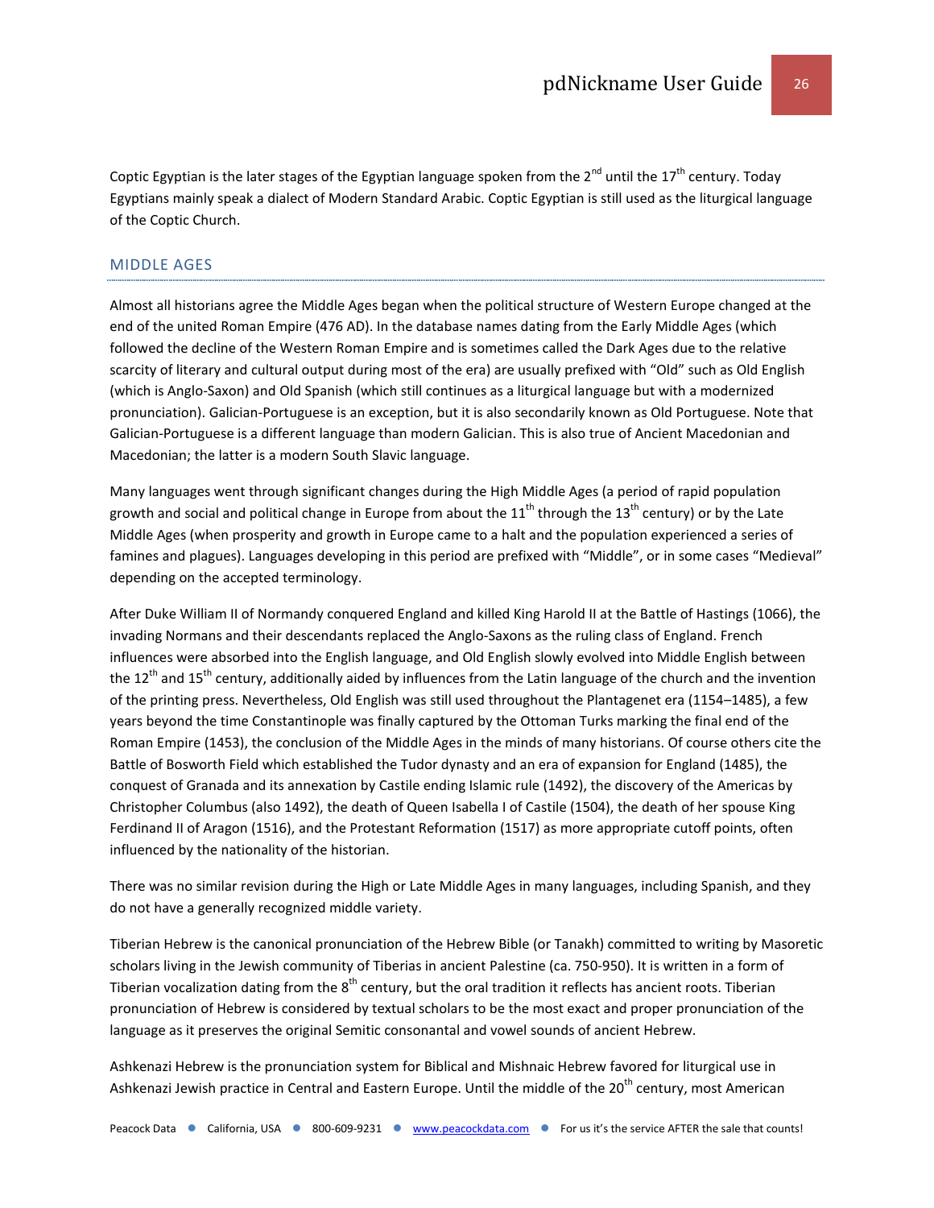Coptic Egyptian is the later stages of the Egyptian language spoken from the 2nd until the 17th century. Today Egyptians mainly speak a dialect of Modern Standard Arabic. Coptic Egyptian is still used as the liturgical language of the Coptic Church.

## MIDDLE AGES

Almost all historians agree the Middle Ages began when the political structure of Western Europe changed at the end of the united Roman Empire (476 AD). In the database names dating from the Early Middle Ages (which followed the decline of the Western Roman Empire and is sometimes called the Dark Ages due to the relative scarcity of literary and cultural output during most of the era) are usually prefixed with "Old" such as Old English (which is Anglo-Saxon) and Old Spanish (which still continues as a liturgical language but with a modernized pronunciation). Galician-Portuguese is an exception, but it is also secondarily known as Old Portuguese. Note that Galician-Portuguese is a different language than modern Galician. This is also true of Ancient Macedonian and Macedonian; the latter is a modern South Slavic language.

Many languages went through significant changes during the High Middle Ages (a period of rapid population growth and social and political change in Europe from about the 11th through the 13th century) or by the Late Middle Ages (when prosperity and growth in Europe came to a halt and the population experienced a series of famines and plagues). Languages developing in this period are prefixed with "Middle", or in some cases "Medieval" depending on the accepted terminology.

After Duke William II of Normandy conquered England and killed King Harold II at the Battle of Hastings (1066), the invading Normans and their descendants replaced the Anglo-Saxons as the ruling class of England. French influences were absorbed into the English language, and Old English slowly evolved into Middle English between the 12th and 15th century, additionally aided by influences from the Latin language of the church and the invention of the printing press. Nevertheless, Old English was still used throughout the Plantagenet era (1154–1485), a few years beyond the time Constantinople was finally captured by the Ottoman Turks marking the final end of the Roman Empire (1453), the conclusion of the Middle Ages in the minds of many historians. Of course others cite the Battle of Bosworth Field which established the Tudor dynasty and an era of expansion for England (1485), the conquest of Granada and its annexation by Castile ending Islamic rule (1492), the discovery of the Americas by Christopher Columbus (also 1492), the death of Queen Isabella I of Castile (1504), the death of her spouse King Ferdinand II of Aragon (1516), and the Protestant Reformation (1517) as more appropriate cutoff points, often influenced by the nationality of the historian.

There was no similar revision during the High or Late Middle Ages in many languages, including Spanish, and they do not have a generally recognized middle variety.

Tiberian Hebrew is the canonical pronunciation of the Hebrew Bible (or Tanakh) committed to writing by Masoretic scholars living in the Jewish community of Tiberias in ancient Palestine (ca. 750-950). It is written in a form of Tiberian vocalization dating from the 8th century, but the oral tradition it reflects has ancient roots. Tiberian pronunciation of Hebrew is considered by textual scholars to be the most exact and proper pronunciation of the language as it preserves the original Semitic consonantal and vowel sounds of ancient Hebrew.

Ashkenazi Hebrew is the pronunciation system for Biblical and Mishnaic Hebrew favored for liturgical use in Ashkenazi Jewish practice in Central and Eastern Europe. Until the middle of the 20th century, most American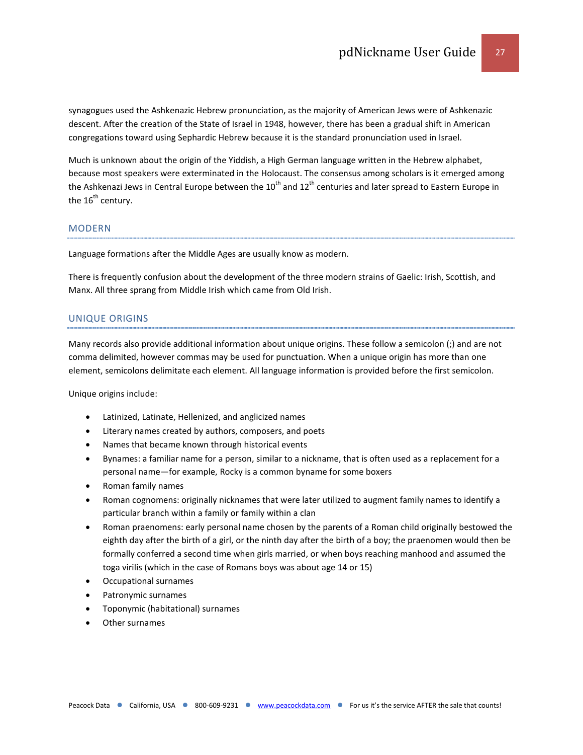synagogues used the Ashkenazic Hebrew pronunciation, as the majority of American Jews were of Ashkenazic descent. After the creation of the State of Israel in 1948, however, there has been a gradual shift in American congregations toward using Sephardic Hebrew because it is the standard pronunciation used in Israel.

Much is unknown about the origin of the Yiddish, a High German language written in the Hebrew alphabet, because most speakers were exterminated in the Holocaust. The consensus among scholars is it emerged among the Ashkenazi Jews in Central Europe between the 10th and 12th centuries and later spread to Eastern Europe in the 16th century.

## MODERN

Language formations after the Middle Ages are usually know as modern.

There is frequently confusion about the development of the three modern strains of Gaelic: Irish, Scottish, and Manx. All three sprang from Middle Irish which came from Old Irish.

## UNIQUE ORIGINS

Many records also provide additional information about unique origins. These follow a semicolon (;) and are not comma delimited, however commas may be used for punctuation. When a unique origin has more than one element, semicolons delimitate each element. All language information is provided before the first semicolon.

Unique origins include:

- Latinized, Latinate, Hellenized, and anglicized names
- Literary names created by authors, composers, and poets
- Names that became known through historical events
- Bynames: a familiar name for a person, similar to a nickname, that is often used as a replacement for a personal name—for example, Rocky is a common byname for some boxers
- Roman family names
- Roman cognomens: originally nicknames that were later utilized to augment family names to identify a particular branch within a family or family within a clan
- Roman praenomens: early personal name chosen by the parents of a Roman child originally bestowed the eighth day after the birth of a girl, or the ninth day after the birth of a boy; the praenomen would then be formally conferred a second time when girls married, or when boys reaching manhood and assumed the toga virilis (which in the case of Romans boys was about age 14 or 15)
- Occupational surnames
- Patronymic surnames
- Toponymic (habitational) surnames
- Other surnames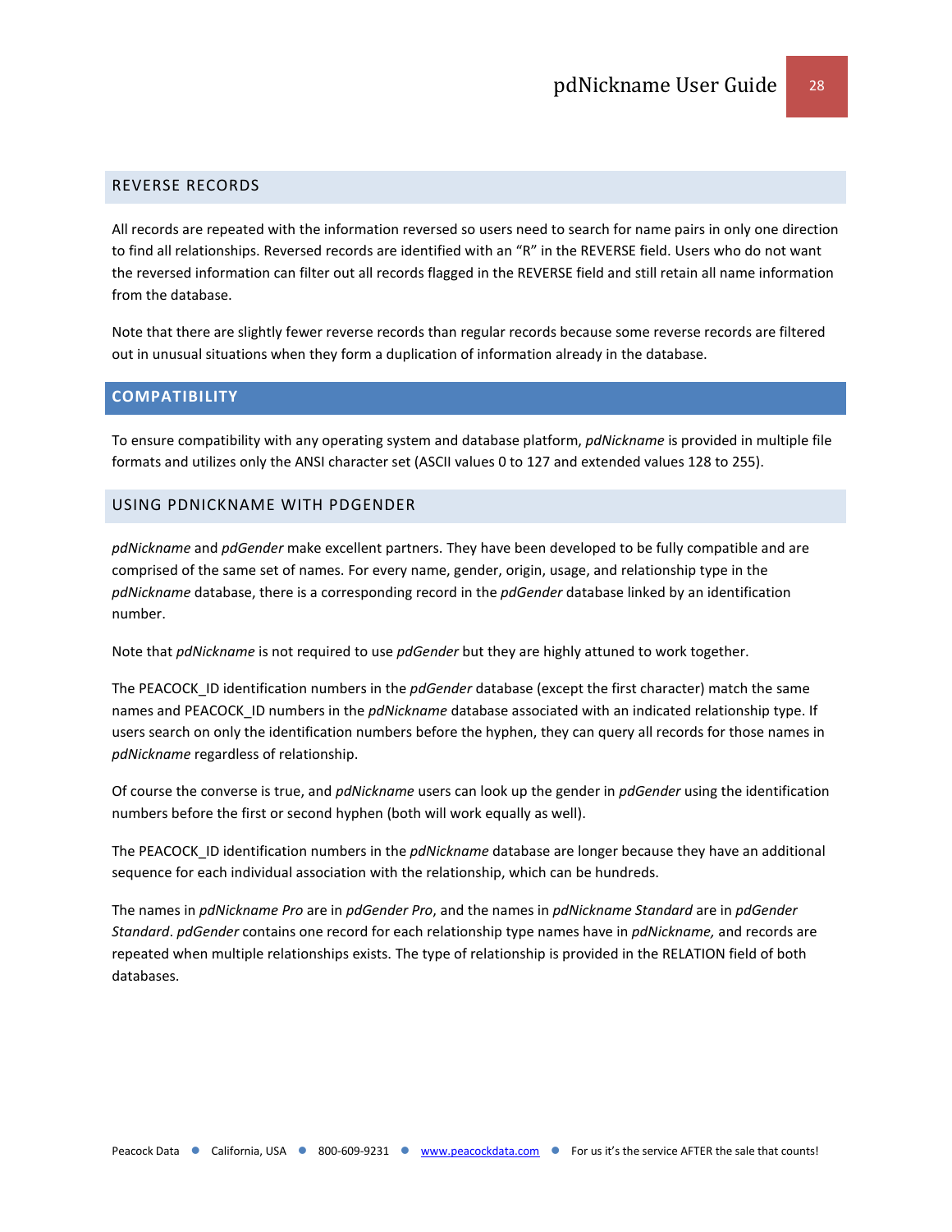## REVERSE RECORDS

All records are repeated with the information reversed so users need to search for name pairs in only one direction to find all relationships. Reversed records are identified with an "R" in the REVERSE field. Users who do not want the reversed information can filter out all records flagged in the REVERSE field and still retain all name information from the database.

Note that there are slightly fewer reverse records than regular records because some reverse records are filtered out in unusual situations when they form a duplication of information already in the database.

# COMPATIBILITY

To ensure compatibility with any operating system and database platform, *pdNickname* is provided in multiple file formats and utilizes only the ANSI character set (ASCII values 0 to 127 and extended values 128 to 255).

## USING PDNICKNAME WITH PDGENDER

*pdNickname* and *pdGender* make excellent partners. They have been developed to be fully compatible and are comprised of the same set of names. For every name, gender, origin, usage, and relationship type in the *pdNickname* database, there is a corresponding record in the *pdGender* database linked by an identification number.

Note that *pdNickname* is not required to use *pdGender* but they are highly attuned to work together.

The PEACOCK_ID identification numbers in the *pdGender* database (except the first character) match the same names and PEACOCK_ID numbers in the *pdNickname* database associated with an indicated relationship type. If users search on only the identification numbers before the hyphen, they can query all records for those names in *pdNickname* regardless of relationship.

Of course the converse is true, and *pdNickname* users can look up the gender in *pdGender* using the identification numbers before the first or second hyphen (both will work equally as well).

The PEACOCK_ID identification numbers in the *pdNickname* database are longer because they have an additional sequence for each individual association with the relationship, which can be hundreds.

The names in *pdNickname Pro* are in *pdGender Pro*, and the names in *pdNickname Standard* are in *pdGender Standard*. *pdGender* contains one record for each relationship type names have in *pdNickname,* and records are repeated when multiple relationships exists. The type of relationship is provided in the RELATION field of both databases.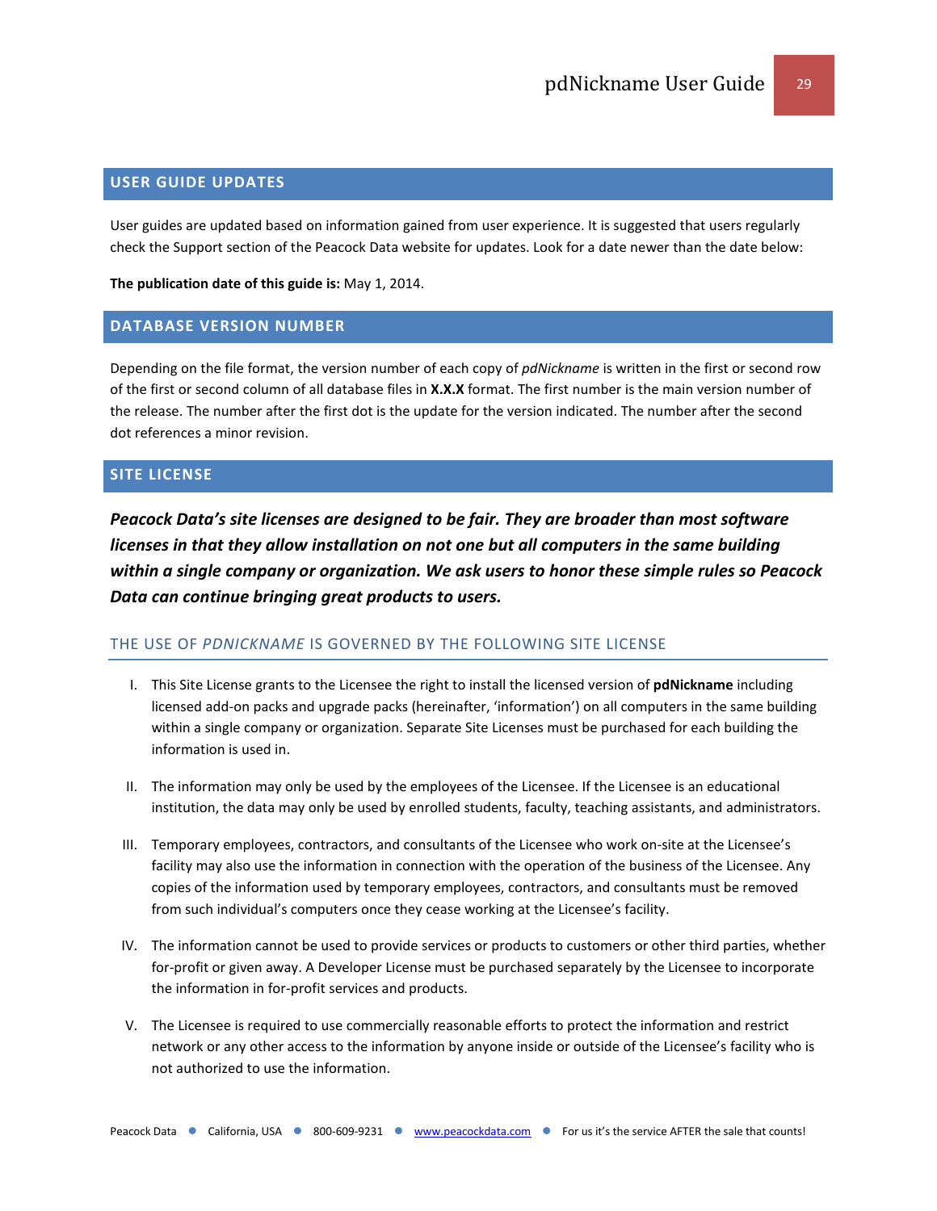## USER GUIDE UPDATES

User guides are updated based on information gained from user experience. It is suggested that users regularly check the Support section of the Peacock Data website for updates. Look for a date newer than the date below:

**The publication date of this guide is:** May 1, 2014.

## DATABASE VERSION NUMBER

Depending on the file format, the version number of each copy of *pdNickname* is written in the first or second row of the first or second column of all database files in **X.X.X** format. The first number is the main version number of the release. The number after the first dot is the update for the version indicated. The number after the second dot references a minor revision.

## SITE LICENSE

***Peacock Data's site licenses are designed to be fair. They are broader than most software licenses in that they allow installation on not one but all computers in the same building within a single company or organization. We ask users to honor these simple rules so Peacock Data can continue bringing great products to users.***

### THE USE OF *PDNICKNAME* IS GOVERNED BY THE FOLLOWING SITE LICENSE

I. This Site License grants to the Licensee the right to install the licensed version of **pdNickname** including licensed add-on packs and upgrade packs (hereinafter, 'information') on all computers in the same building within a single company or organization. Separate Site Licenses must be purchased for each building the information is used in.

II. The information may only be used by the employees of the Licensee. If the Licensee is an educational institution, the data may only be used by enrolled students, faculty, teaching assistants, and administrators.

III. Temporary employees, contractors, and consultants of the Licensee who work on-site at the Licensee's facility may also use the information in connection with the operation of the business of the Licensee. Any copies of the information used by temporary employees, contractors, and consultants must be removed from such individual's computers once they cease working at the Licensee's facility.

IV. The information cannot be used to provide services or products to customers or other third parties, whether for-profit or given away. A Developer License must be purchased separately by the Licensee to incorporate the information in for-profit services and products.

V. The Licensee is required to use commercially reasonable efforts to protect the information and restrict network or any other access to the information by anyone inside or outside of the Licensee's facility who is not authorized to use the information.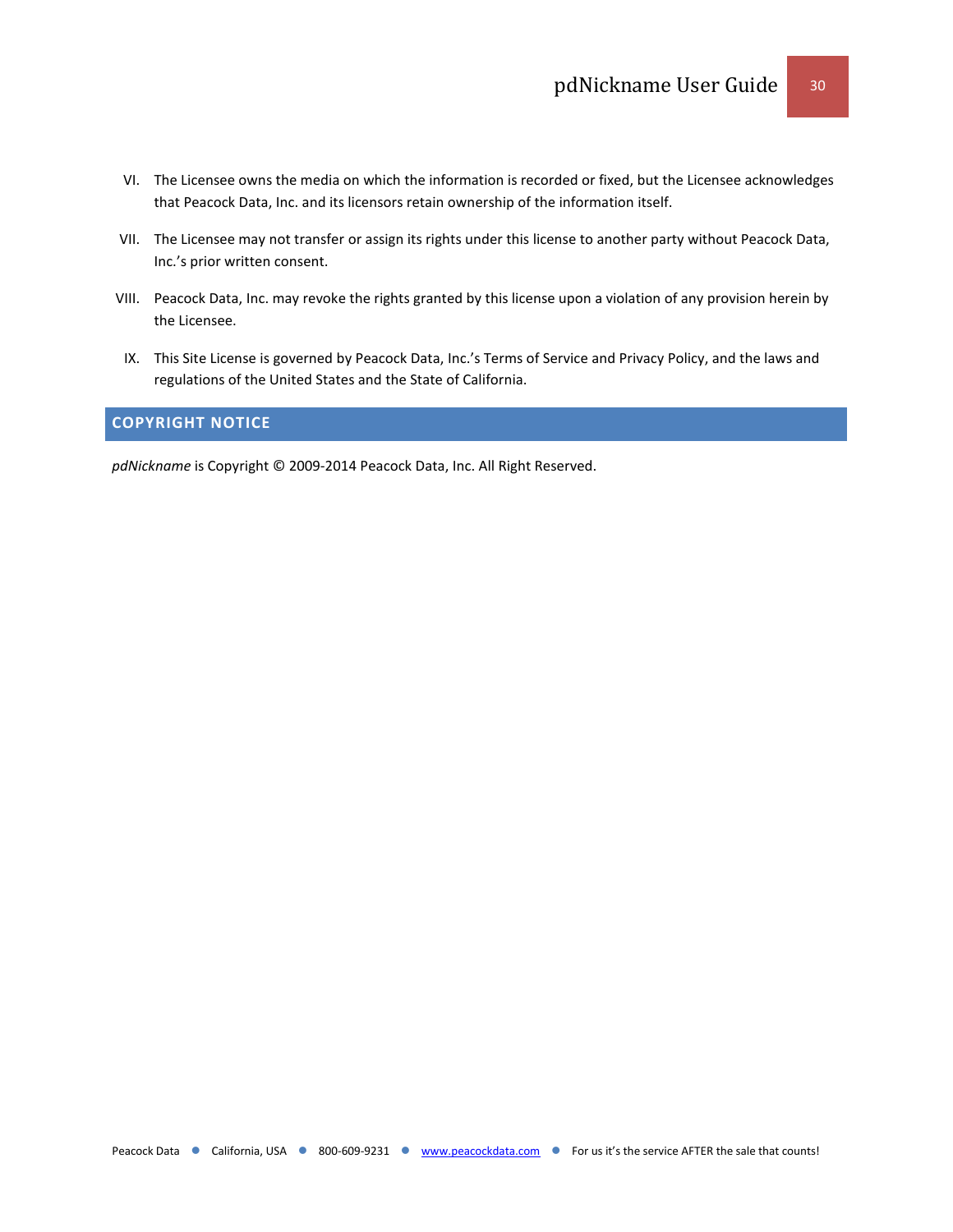VI. The Licensee owns the media on which the information is recorded or fixed, but the Licensee acknowledges that Peacock Data, Inc. and its licensors retain ownership of the information itself.

VII. The Licensee may not transfer or assign its rights under this license to another party without Peacock Data, Inc.'s prior written consent.

VIII. Peacock Data, Inc. may revoke the rights granted by this license upon a violation of any provision herein by the Licensee.

IX. This Site License is governed by Peacock Data, Inc.'s Terms of Service and Privacy Policy, and the laws and regulations of the United States and the State of California.

## COPYRIGHT NOTICE

*pdNickname* is Copyright © 2009-2014 Peacock Data, Inc. All Right Reserved.